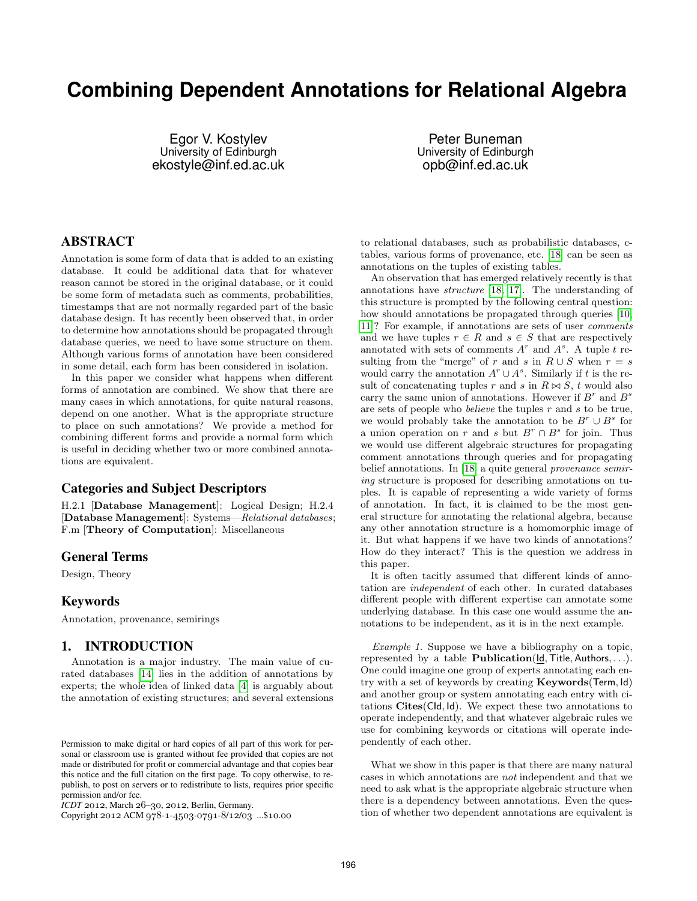# Combining Dependent Annotations for Relational Algebra

Egor V. Kostylev
University of Edinburgh
ekostyle@inf.ed.ac.uk

Peter Buneman
University of Edinburgh
opb@inf.ed.ac.uk

## ABSTRACT

Annotation is some form of data that is added to an existing database. It could be additional data that for whatever reason cannot be stored in the original database, or it could be some form of metadata such as comments, probabilities, timestamps that are not normally regarded part of the basic database design. It has recently been observed that, in order to determine how annotations should be propagated through database queries, we need to have some structure on them. Although various forms of annotation have been considered in some detail, each form has been considered in isolation.

In this paper we consider what happens when different forms of annotation are combined. We show that there are many cases in which annotations, for quite natural reasons, depend on one another. What is the appropriate structure to place on such annotations? We provide a method for combining different forms and provide a normal form which is useful in deciding whether two or more combined annotations are equivalent.

### Categories and Subject Descriptors

H.2.1 [**Database Management**]: Logical Design; H.2.4 [**Database Management**]: Systems—*Relational databases*; F.m [**Theory of Computation**]: Miscellaneous

### General Terms

Design, Theory

### Keywords

Annotation, provenance, semirings

## 1. INTRODUCTION

Annotation is a major industry. The main value of curated databases [14] lies in the addition of annotations by experts; the whole idea of linked data [4] is arguably about the annotation of existing structures; and several extensions to relational databases, such as probabilistic databases, c-tables, various forms of provenance, etc. [18] can be seen as annotations on the tuples of existing tables.

An observation that has emerged relatively recently is that annotations have *structure* [18, 17]. The understanding of this structure is prompted by the following central question: how should annotations be propagated through queries [10, 11]? For example, if annotations are sets of user *comments* and we have tuples $r \in R$ and $s \in S$ that are respectively annotated with sets of comments $A^r$ and $A^s$. A tuple $t$ resulting from the "merge" of $r$ and $s$ in $R \cup S$ when $r = s$ would carry the annotation $A^r \cup A^s$. Similarly if $t$ is the result of concatenating tuples $r$ and $s$ in $R \bowtie S$, $t$ would also carry the same union of annotations. However if $B^r$ and $B^s$ are sets of people who *believe* the tuples $r$ and $s$ to be true, we would probably take the annotation to be $B^r \cup B^s$ for a union operation on $r$ and $s$ but $B^r \cap B^s$ for join. Thus we would use different algebraic structures for propagating comment annotations through queries and for propagating belief annotations. In [18] a quite general *provenance semiring* structure is proposed for describing annotations on tuples. It is capable of representing a wide variety of forms of annotation. In fact, it is claimed to be the most general structure for annotating the relational algebra, because any other annotation structure is a homomorphic image of it. But what happens if we have two kinds of annotations? How do they interact? This is the question we address in this paper.

It is often tacitly assumed that different kinds of annotation are *independent* of each other. In curated databases different people with different expertise can annotate some underlying database. In this case one would assume the annotations to be independent, as it is in the next example.

*Example 1.* Suppose we have a bibliography on a topic, represented by a table **Publication**(Id, Title, Authors, ...). One could imagine one group of experts annotating each entry with a set of keywords by creating **Keywords**(Term, Id) and another group or system annotating each entry with citations **Cites**(CId, Id). We expect these two annotations to operate independently, and that whatever algebraic rules we use for combining keywords or citations will operate independently of each other.

What we show in this paper is that there are many natural cases in which annotations are *not* independent and that we need to ask what is the appropriate algebraic structure when there is a dependency between annotations. Even the question of whether two dependent annotations are equivalent is

Permission to make digital or hard copies of all part of this work for personal or classroom use is granted without fee provided that copies are not made or distributed for profit or commercial advantage and that copies bear this notice and the full citation on the first page. To copy otherwise, to republish, to post on servers or to redistribute to lists, requires prior specific permission and/or fee.
*ICDT* 2012, March 26–30, 2012, Berlin, Germany.
Copyright 2012 ACM 978-1-4503-0791-8/12/03 ...$10.00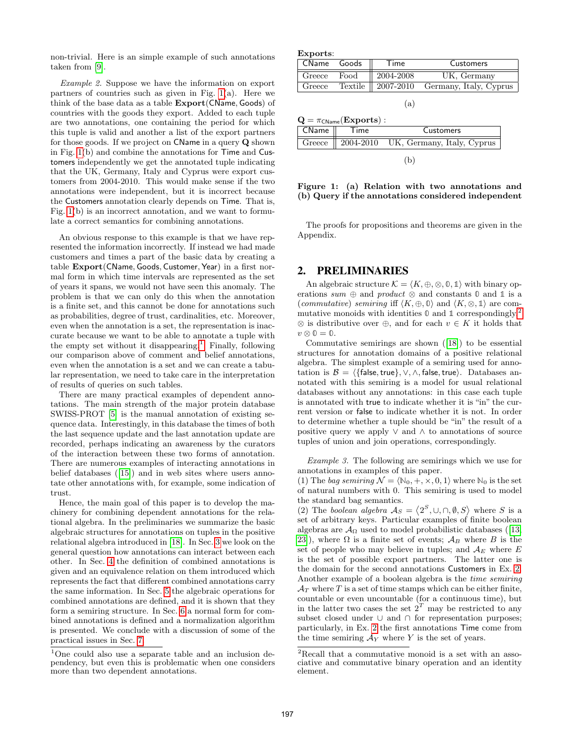non-trivial. Here is an simple example of such annotations taken from [9].

*Example 2.* Suppose we have the information on export partners of countries such as given in Fig. 1(a). Here we think of the base data as a table **Export**(CName, Goods) of countries with the goods they export. Added to each tuple are two annotations, one containing the period for which this tuple is valid and another a list of the export partners for those goods. If we project on CName in a query **Q** shown in Fig. 1(b) and combine the annotations for Time and Customers independently we get the annotated tuple indicating that the UK, Germany, Italy and Cyprus were export customers from 2004-2010. This would make sense if the two annotations were independent, but it is incorrect because the Customers annotation clearly depends on Time. That is, Fig. 1(b) is an incorrect annotation, and we want to formulate a correct semantics for combining annotations.

An obvious response to this example is that we have represented the information incorrectly. If instead we had made customers and times a part of the basic data by creating a table **Export**(CName, Goods, Customer, Year) in a first normal form in which time intervals are represented as the set of years it spans, we would not have seen this anomaly. The problem is that we can only do this when the annotation is a finite set, and this cannot be done for annotations such as probabilities, degree of trust, cardinalities, etc. Moreover, even when the annotation is a set, the representation is inaccurate because we want to be able to annotate a tuple with the empty set without it disappearing.[1] Finally, following our comparison above of comment and belief annotations, even when the annotation is a set and we can create a tabular representation, we need to take care in the interpretation of results of queries on such tables.

There are many practical examples of dependent annotations. The main strength of the major protein database SWISS-PROT [5] is the manual annotation of existing sequence data. Interestingly, in this database the times of both the last sequence update and the last annotation update are recorded, perhaps indicating an awareness by the curators of the interaction between these two forms of annotation. There are numerous examples of interacting annotations in belief databases ([15]) and in web sites where users annotate other annotations with, for example, some indication of trust.

Hence, the main goal of this paper is to develop the machinery for combining dependent annotations for the relational algebra. In the preliminaries we summarize the basic algebraic structures for annotations on tuples in the positive relational algebra introduced in [18]. In Sec. 3 we look on the general question how annotations can interact between each other. In Sec. 4 the definition of combined annotations is given and an equivalence relation on them introduced which represents the fact that different combined annotations carry the same information. In Sec. 5 the algebraic operations for combined annotations are defined, and it is shown that they form a semiring structure. In Sec. 6 a normal form for combined annotations is defined and a normalization algorithm is presented. We conclude with a discussion of some of the practical issues in Sec. 7.

[1] One could also use a separate table and an inclusion dependency, but even this is problematic when one considers more than two dependent annotations.

**Exports**:

| CName | Goods | Time | Customers |
|---|---|---|---|
| Greece | Food | 2004-2008 | UK, Germany |
| Greece | Textile | 2007-2010 | Germany, Italy, Cyprus |

(a)

$\mathbf{Q} = \pi_{\mathsf{CName}}(\mathbf{Exports})$ :

| CName | Time | Customers |
|---|---|---|
| Greece | 2004-2010 | UK, Germany, Italy, Cyprus |

(b)

**Figure 1: (a) Relation with two annotations and (b) Query if the annotations considered independent**

The proofs for propositions and theorems are given in the Appendix.

## 2. PRELIMINARIES

An algebraic structure $\mathcal{K} = \langle K, \oplus, \otimes, \mathbb{0}, \mathbb{1} \rangle$ with binary operations *sum* $\oplus$ and *product* $\otimes$ and constants $\mathbb{0}$ and $\mathbb{1}$ is a (*commutative*) *semiring* iff $\langle K, \oplus, \mathbb{0} \rangle$ and $\langle K, \otimes, \mathbb{1} \rangle$ are commutative monoids with identities $\mathbb{0}$ and $\mathbb{1}$ correspondingly,[2] $\otimes$ is distributive over $\oplus$, and for each $v \in K$ it holds that $v \otimes \mathbb{0} = \mathbb{0}$.

Commutative semirings are shown ([18]) to be essential structures for annotation domains of a positive relational algebra. The simplest example of a semiring used for annotation is $\mathcal{B} = \langle \{\mathsf{false}, \mathsf{true}\}, \vee, \wedge, \mathsf{false}, \mathsf{true} \rangle$. Databases annotated with this semiring is a model for usual relational databases without any annotations: in this case each tuple is annotated with true to indicate whether it is "in" the current version or false to indicate whether it is not. In order to determine whether a tuple should be "in" the result of a positive query we apply $\vee$ and $\wedge$ to annotations of source tuples of union and join operations, correspondingly.

*Example 3.* The following are semirings which we use for annotations in examples of this paper.
(1) The *bag semiring* $\mathcal{N} = \langle \mathbb{N}_0, +, \times, 0, 1 \rangle$ where $\mathbb{N}_0$ is the set of natural numbers with 0. This semiring is used to model the standard bag semantics.
(2) The *boolean algebra* $\mathcal{A}_S = \langle 2^S, \cup, \cap, \emptyset, S \rangle$ where $S$ is a set of arbitrary keys. Particular examples of finite boolean algebras are $\mathcal{A}_\Omega$ used to model probabilistic databases ([13, 23]), where $\Omega$ is a finite set of events; $\mathcal{A}_B$ where $B$ is the set of people who may believe in tuples; and $\mathcal{A}_E$ where $E$ is the set of possible export partners. The latter one is the domain for the second annotations Customers in Ex. 2. Another example of a boolean algebra is the *time semiring* $\mathcal{A}_T$ where $T$ is a set of time stamps which can be either finite, countable or even uncountable (for a continuous time), but in the latter two cases the set $2^T$ may be restricted to any subset closed under $\cup$ and $\cap$ for representation purposes; particularly, in Ex. 2 the first annotations Time come from the time semiring $\mathcal{A}_Y$ where $Y$ is the set of years.

[2] Recall that a commutative monoid is a set with an associative and commutative binary operation and an identity element.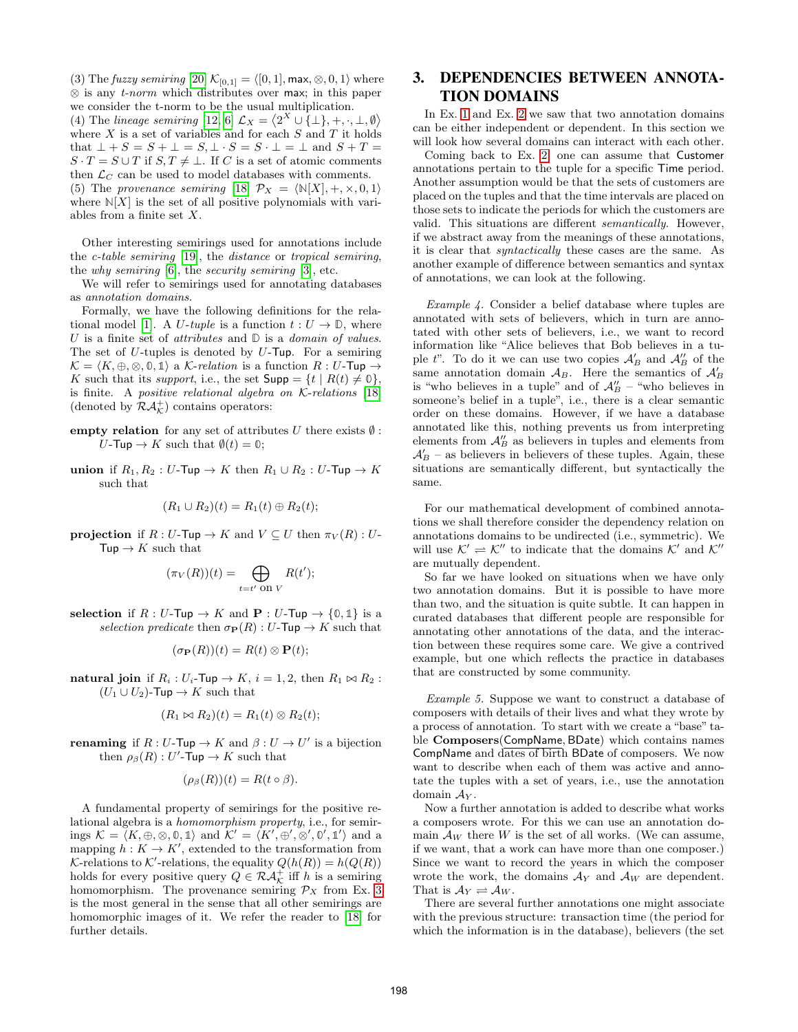(3) The *fuzzy semiring* [20] $\mathcal{K}_{[0,1]} = \langle [0,1], \mathsf{max}, \otimes, 0, 1 \rangle$ where $\otimes$ is any *t-norm* which distributes over $\mathsf{max}$; in this paper we consider the t-norm to be the usual multiplication.
(4) The *lineage semiring* [12, 6] $\mathcal{L}_X = \langle 2^X \cup \{\bot\}, +, \cdot, \bot, \emptyset \rangle$ where $X$ is a set of variables and for each $S$ and $T$ it holds that $\bot + S = S + \bot = S, \bot \cdot S = S \cdot \bot = \bot$ and $S + T = S \cdot T = S \cup T$ if $S, T \neq \bot$. If $C$ is a set of atomic comments then $\mathcal{L}_C$ can be used to model databases with comments.
(5) The *provenance semiring* [18] $\mathcal{P}_X = \langle \mathbb{N}[X], +, \times, 0, 1 \rangle$ where $\mathbb{N}[X]$ is the set of all positive polynomials with variables from a finite set $X$.

Other interesting semirings used for annotations include the *c-table semiring* [19], the *distance* or *tropical semiring*, the *why semiring* [6], the *security semiring* [3], etc.

We will refer to semirings used for annotating databases as *annotation domains*.

Formally, we have the following definitions for the relational model [1]. A *U-tuple* is a function $t : U \to \mathbb{D}$, where $U$ is a finite set of *attributes* and $\mathbb{D}$ is a *domain of values*. The set of $U$-tuples is denoted by $U$-$\mathsf{Tup}$. For a semiring $\mathcal{K} = \langle K, \oplus, \otimes, \mathbb{0}, \mathbb{1} \rangle$ a $\mathcal{K}$*-relation* is a function $R : U\text{-}\mathsf{Tup} \to K$ such that its *support*, i.e., the set $\mathsf{Supp} = \{t \mid R(t) \neq \mathbb{0}\}$, is finite. A *positive relational algebra on* $\mathcal{K}$*-relations* [18] (denoted by $\mathcal{RA}^+_\mathcal{K}$) contains operators:

**empty relation** for any set of attributes $U$ there exists $\emptyset : U\text{-}\mathsf{Tup} \to K$ such that $\emptyset(t) = \mathbb{0}$;

**union** if $R_1, R_2 : U\text{-}\mathsf{Tup} \to K$ then $R_1 \cup R_2 : U\text{-}\mathsf{Tup} \to K$ such that

$$(R_1 \cup R_2)(t) = R_1(t) \oplus R_2(t);$$

**projection** if $R : U\text{-}\mathsf{Tup} \to K$ and $V \subseteq U$ then $\pi_V(R) : U\text{-}\mathsf{Tup} \to K$ such that

$$(\pi_V(R))(t) = \bigoplus_{t = t' \text{ on } V} R(t');$$

**selection** if $R : U\text{-}\mathsf{Tup} \to K$ and $\mathbf{P} : U\text{-}\mathsf{Tup} \to \{\mathbb{0}, \mathbb{1}\}$ is a *selection predicate* then $\sigma_\mathbf{P}(R) : U\text{-}\mathsf{Tup} \to K$ such that

$$(\sigma_\mathbf{P}(R))(t) = R(t) \otimes \mathbf{P}(t);$$

**natural join** if $R_i : U_i\text{-}\mathsf{Tup} \to K$, $i = 1, 2$, then $R_1 \bowtie R_2 : (U_1 \cup U_2)\text{-}\mathsf{Tup} \to K$ such that

$$(R_1 \bowtie R_2)(t) = R_1(t) \otimes R_2(t);$$

**renaming** if $R : U\text{-}\mathsf{Tup} \to K$ and $\beta : U \to U'$ is a bijection then $\rho_\beta(R) : U'\text{-}\mathsf{Tup} \to K$ such that

$$(\rho_\beta(R))(t) = R(t \circ \beta).$$

A fundamental property of semirings for the positive relational algebra is a *homomorphism property*, i.e., for semirings $\mathcal{K} = \langle K, \oplus, \otimes, \mathbb{0}, \mathbb{1} \rangle$ and $\mathcal{K}' = \langle K', \oplus', \otimes', \mathbb{0}', \mathbb{1}' \rangle$ and a mapping $h : K \to K'$, extended to the transformation from $\mathcal{K}$-relations to $\mathcal{K}'$-relations, the equality $Q(h(R)) = h(Q(R))$ holds for every positive query $Q \in \mathcal{RA}^+_\mathcal{K}$ iff $h$ is a semiring homomorphism. The provenance semiring $\mathcal{P}_X$ from Ex. 3 is the most general in the sense that all other semirings are homomorphic images of it. We refer the reader to [18] for further details.

## 3. DEPENDENCIES BETWEEN ANNOTATION DOMAINS

In Ex. 1 and Ex. 2 we saw that two annotation domains can be either independent or dependent. In this section we will look how several domains can interact with each other.

Coming back to Ex. 2, one can assume that $\mathsf{Customer}$ annotations pertain to the tuple for a specific $\mathsf{Time}$ period. Another assumption would be that the sets of customers are placed on the tuples and that the time intervals are placed on those sets to indicate the periods for which the customers are valid. This situations are different *semantically*. However, if we abstract away from the meanings of these annotations, it is clear that *syntactically* these cases are the same. As another example of difference between semantics and syntax of annotations, we can look at the following.

*Example 4.* Consider a belief database where tuples are annotated with sets of believers, which in turn are annotated with other sets of believers, i.e., we want to record information like "Alice believes that Bob believes in a tuple $t$". To do it we can use two copies $\mathcal{A}'_B$ and $\mathcal{A}''_B$ of the same annotation domain $\mathcal{A}_B$. Here the semantics of $\mathcal{A}'_B$ is "who believes in a tuple" and of $\mathcal{A}''_B$ – "who believes in someone's belief in a tuple", i.e., there is a clear semantic order on these domains. However, if we have a database annotated like this, nothing prevents us from interpreting elements from $\mathcal{A}''_B$ as believers in tuples and elements from $\mathcal{A}'_B$ – as believers in believers of these tuples. Again, these situations are semantically different, but syntactically the same.

For our mathematical development of combined annotations we shall therefore consider the dependency relation on annotations domains to be undirected (i.e., symmetric). We will use $\mathcal{K}' \rightleftharpoons \mathcal{K}''$ to indicate that the domains $\mathcal{K}'$ and $\mathcal{K}''$ are mutually dependent.

So far we have looked on situations when we have only two annotation domains. But it is possible to have more than two, and the situation is quite subtle. It can happen in curated databases that different people are responsible for annotating other annotations of the data, and the interaction between these requires some care. We give a contrived example, but one which reflects the practice in databases that are constructed by some community.

*Example 5.* Suppose we want to construct a database of composers with details of their lives and what they wrote by a process of annotation. To start with we create a "base" table **Composers**($\mathsf{CompName}$, $\mathsf{BDate}$) which contains names $\mathsf{CompName}$ and dates of birth $\mathsf{BDate}$ of composers. We now want to describe when each of them was active and annotate the tuples with a set of years, i.e., use the annotation domain $\mathcal{A}_Y$.

Now a further annotation is added to describe what works a composers wrote. For this we can use an annotation domain $\mathcal{A}_W$ there $W$ is the set of all works. (We can assume, if we want, that a work can have more than one composer.) Since we want to record the years in which the composer wrote the work, the domains $\mathcal{A}_Y$ and $\mathcal{A}_W$ are dependent. That is $\mathcal{A}_Y \rightleftharpoons \mathcal{A}_W$.

There are several further annotations one might associate with the previous structure: transaction time (the period for which the information is in the database), believers (the set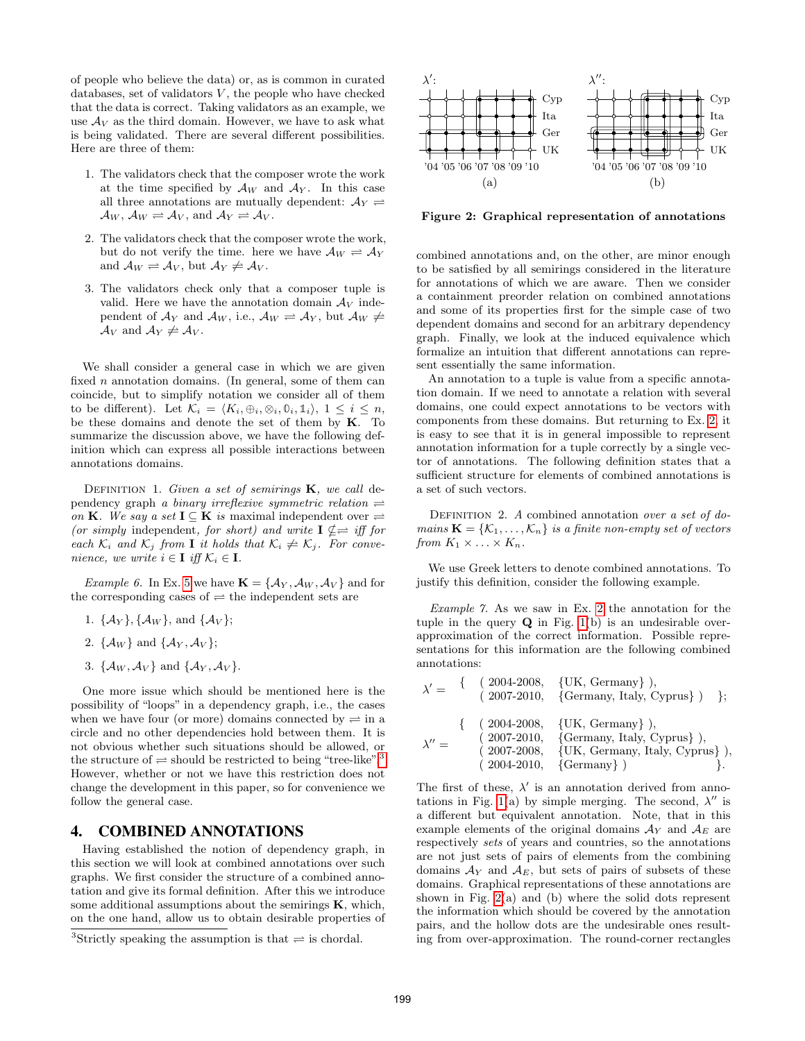of people who believe the data) or, as is common in curated databases, set of validators $V$, the people who have checked that the data is correct. Taking validators as an example, we use $\mathcal{A}_V$ as the third domain. However, we have to ask what is being validated. There are several different possibilities. Here are three of them:

1. The validators check that the composer wrote the work at the time specified by $\mathcal{A}_W$ and $\mathcal{A}_Y$. In this case all three annotations are mutually dependent: $\mathcal{A}_Y \rightleftharpoons \mathcal{A}_W$, $\mathcal{A}_W \rightleftharpoons \mathcal{A}_V$, and $\mathcal{A}_Y \rightleftharpoons \mathcal{A}_V$.

2. The validators check that the composer wrote the work, but do not verify the time. here we have $\mathcal{A}_W \rightleftharpoons \mathcal{A}_Y$ and $\mathcal{A}_W \rightleftharpoons \mathcal{A}_V$, but $\mathcal{A}_Y \not\rightleftharpoons \mathcal{A}_V$.

3. The validators check only that a composer tuple is valid. Here we have the annotation domain $\mathcal{A}_V$ independent of $\mathcal{A}_Y$ and $\mathcal{A}_W$, i.e., $\mathcal{A}_W \rightleftharpoons \mathcal{A}_Y$, but $\mathcal{A}_W \not\rightleftharpoons \mathcal{A}_V$ and $\mathcal{A}_Y \not\rightleftharpoons \mathcal{A}_V$.

We shall consider a general case in which we are given fixed $n$ annotation domains. (In general, some of them can coincide, but to simplify notation we consider all of them to be different). Let $\mathcal{K}_i = \langle K_i, \oplus_i, \otimes_i, \mathbb{0}_i, \mathbb{1}_i \rangle$, $1 \leq i \leq n$, be these domains and denote the set of them by $\mathbf{K}$. To summarize the discussion above, we have the following definition which can express all possible interactions between annotations domains.

Definition 1. *Given a set of semirings $\mathbf{K}$, we call* dependency graph *a binary irreflexive symmetric relation $\rightleftharpoons$ on $\mathbf{K}$. We say a set $\mathbf{I} \subseteq \mathbf{K}$ is* maximal independent over $\rightleftharpoons$ *(or simply* independent*, for short) and write $\mathbf{I} \not\subseteq\rightleftharpoons$ iff for each $\mathcal{K}_i$ and $\mathcal{K}_j$ from $\mathbf{I}$ it holds that $\mathcal{K}_i \not\rightleftharpoons \mathcal{K}_j$. For convenience, we write $i \in \mathbf{I}$ iff $\mathcal{K}_i \in \mathbf{I}$.*

*Example 6.* In Ex. 5 we have $\mathbf{K} = \{\mathcal{A}_Y, \mathcal{A}_W, \mathcal{A}_V\}$ and for the corresponding cases of $\rightleftharpoons$ the independent sets are

1. $\{\mathcal{A}_Y\}, \{\mathcal{A}_W\}$, and $\{\mathcal{A}_V\}$;
2. $\{\mathcal{A}_W\}$ and $\{\mathcal{A}_Y, \mathcal{A}_V\}$;
3. $\{\mathcal{A}_W, \mathcal{A}_V\}$ and $\{\mathcal{A}_Y, \mathcal{A}_V\}$.

One more issue which should be mentioned here is the possibility of "loops" in a dependency graph, i.e., the cases when we have four (or more) domains connected by $\rightleftharpoons$ in a circle and no other dependencies hold between them. It is not obvious whether such situations should be allowed, or the structure of $\rightleftharpoons$ should be restricted to being "tree-like".[3] However, whether or not we have this restriction does not change the development in this paper, so for convenience we follow the general case.

## 4. COMBINED ANNOTATIONS

Having established the notion of dependency graph, in this section we will look at combined annotations over such graphs. We first consider the structure of a combined annotation and give its formal definition. After this we introduce some additional assumptions about the semirings $\mathbf{K}$, which, on the one hand, allow us to obtain desirable properties of combined annotations and, on the other, are minor enough to be satisfied by all semirings considered in the literature for annotations of which we are aware. Then we consider a containment preorder relation on combined annotations and some of its properties first for the simple case of two dependent domains and second for an arbitrary dependency graph. Finally, we look at the induced equivalence which formalize an intuition that different annotations can represent essentially the same information.

An annotation to a tuple is value from a specific annotation domain. If we need to annotate a relation with several domains, one could expect annotations to be vectors with components from these domains. But returning to Ex. 2, it is easy to see that it is in general impossible to represent annotation information for a tuple correctly by a single vector of annotations. The following definition states that a sufficient structure for elements of combined annotations is a set of such vectors.

Definition 2. *A combined annotation over a set of domains $\mathbf{K} = \{\mathcal{K}_1, \ldots, \mathcal{K}_n\}$ is a finite non-empty set of vectors from $K_1 \times \ldots \times K_n$.*

We use Greek letters to denote combined annotations. To justify this definition, consider the following example.

Figure 2: Graphical representation of annotations

*Example 7.* As we saw in Ex. 2 the annotation for the tuple in the query $\mathbf{Q}$ in Fig. 1(b) is an undesirable over-approximation of the correct information. Possible representations for this information are the following combined annotations:

$$\lambda' = \left\{ \begin{array}{ll} (\,2004\text{-}2008, & \{\text{UK, Germany}\}\,), \\ (\,2007\text{-}2010, & \{\text{Germany, Italy, Cyprus}\}\,) \end{array} \right\};$$

$$\lambda'' = \left\{ \begin{array}{ll} (\,2004\text{-}2008, & \{\text{UK, Germany}\}\,), \\ (\,2007\text{-}2010, & \{\text{Germany, Italy, Cyprus}\}\,), \\ (\,2007\text{-}2008, & \{\text{UK, Germany, Italy, Cyprus}\}\,), \\ (\,2004\text{-}2010, & \{\text{Germany}\}\,) \end{array} \right\}.$$

The first of these, $\lambda'$ is an annotation derived from annotations in Fig. 1(a) by simple merging. The second, $\lambda''$ is a different but equivalent annotation. Note, that in this example elements of the original domains $\mathcal{A}_Y$ and $\mathcal{A}_E$ are respectively *sets* of years and countries, so the annotations are not just sets of pairs of elements from the combining domains $\mathcal{A}_Y$ and $\mathcal{A}_E$, but sets of pairs of subsets of these domains. Graphical representations of these annotations are shown in Fig. 2(a) and (b) where the solid dots represent the information which should be covered by the annotation pairs, and the hollow dots are the undesirable ones resulting from over-approximation. The round-corner rectangles

[3] Strictly speaking the assumption is that $\rightleftharpoons$ is chordal.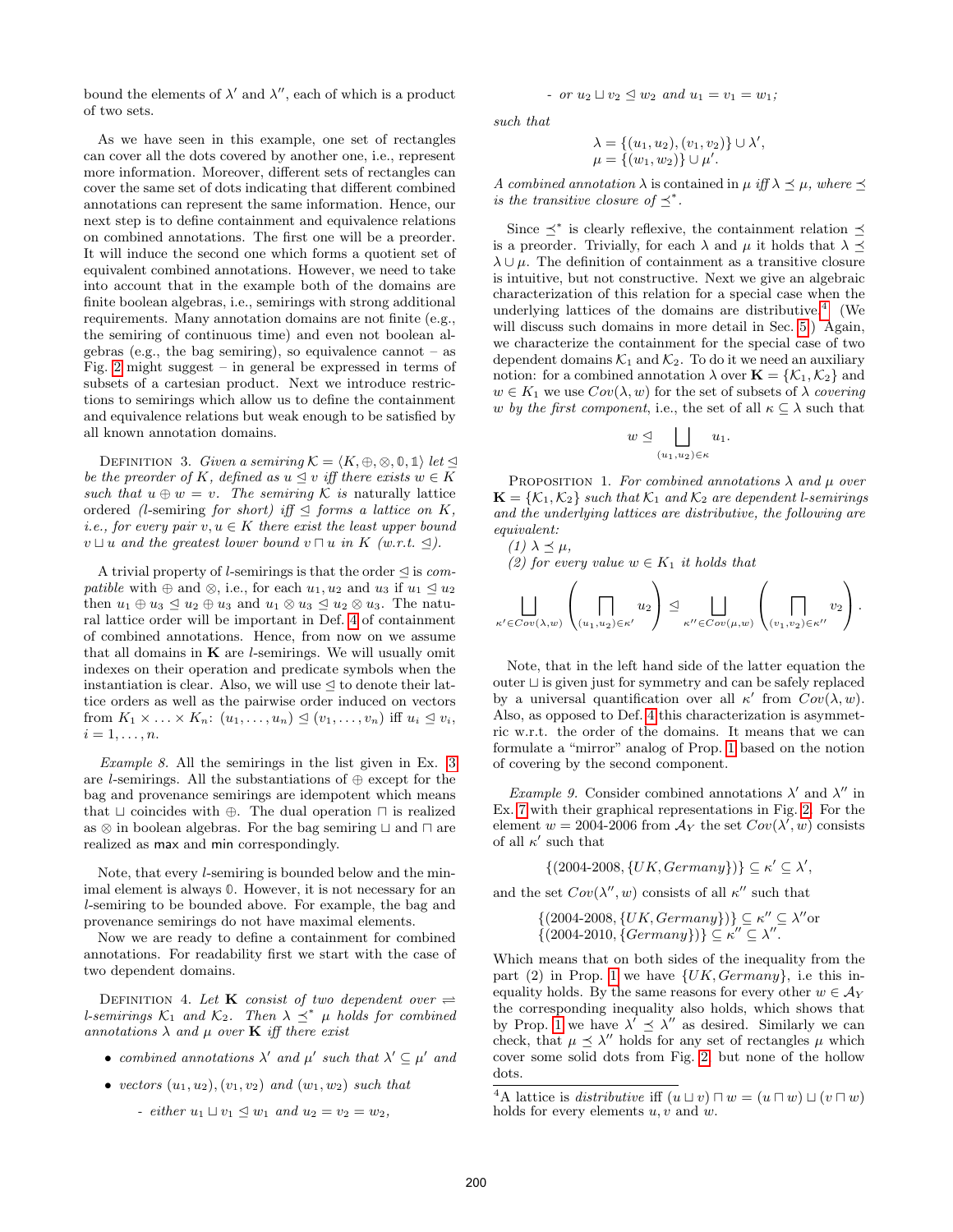bound the elements of $\lambda'$ and $\lambda''$, each of which is a product of two sets.

As we have seen in this example, one set of rectangles can cover all the dots covered by another one, i.e., represent more information. Moreover, different sets of rectangles can cover the same set of dots indicating that different combined annotations can represent the same information. Hence, our next step is to define containment and equivalence relations on combined annotations. The first one will be a preorder. It will induce the second one which forms a quotient set of equivalent combined annotations. However, we need to take into account that in the example both of the domains are finite boolean algebras, i.e., semirings with strong additional requirements. Many annotation domains are not finite (e.g., the semiring of continuous time) and even not boolean algebras (e.g., the bag semiring), so equivalence cannot – as Fig. 2 might suggest – in general be expressed in terms of subsets of a cartesian product. Next we introduce restrictions to semirings which allow us to define the containment and equivalence relations but weak enough to be satisfied by all known annotation domains.

Definition 3. *Given a semiring $\mathcal{K} = \langle K, \oplus, \otimes, \mathbb{0}, \mathbb{1}\rangle$ let $\trianglelefteq$ be the preorder of $K$, defined as $u \trianglelefteq v$ iff there exists $w \in K$ such that $u \oplus w = v$. The semiring $\mathcal{K}$ is* naturally lattice ordered *(l-*semiring *for short) iff $\trianglelefteq$ forms a lattice on $K$, i.e., for every pair $v, u \in K$ there exist the least upper bound $v \sqcup u$ and the greatest lower bound $v \sqcap u$ in $K$ (w.r.t. $\trianglelefteq$).*

A trivial property of $l$-semirings is that the order $\trianglelefteq$ is *compatible* with $\oplus$ and $\otimes$, i.e., for each $u_1, u_2$ and $u_3$ if $u_1 \trianglelefteq u_2$ then $u_1 \oplus u_3 \trianglelefteq u_2 \oplus u_3$ and $u_1 \otimes u_3 \trianglelefteq u_2 \otimes u_3$. The natural lattice order will be important in Def. 4 of containment of combined annotations. Hence, from now on we assume that all domains in $\mathbf{K}$ are $l$-semirings. We will usually omit indexes on their operation and predicate symbols when the instantiation is clear. Also, we will use $\trianglelefteq$ to denote their lattice orders as well as the pairwise order induced on vectors from $K_1 \times \ldots \times K_n$: $(u_1, \ldots, u_n) \trianglelefteq (v_1, \ldots, v_n)$ iff $u_i \trianglelefteq v_i$, $i = 1, \ldots, n$.

*Example 8.* All the semirings in the list given in Ex. 3 are $l$-semirings. All the substantiations of $\oplus$ except for the bag and provenance semirings are idempotent which means that $\sqcup$ coincides with $\oplus$. The dual operation $\sqcap$ is realized as $\otimes$ in boolean algebras. For the bag semiring $\sqcup$ and $\sqcap$ are realized as max and min correspondingly.

Note, that every $l$-semiring is bounded below and the minimal element is always $\mathbb{0}$. However, it is not necessary for an $l$-semiring to be bounded above. For example, the bag and provenance semirings do not have maximal elements.

Now we are ready to define a containment for combined annotations. For readability first we start with the case of two dependent domains.

Definition 4. *Let $\mathbf{K}$ consist of two dependent over $\rightleftharpoons$ $l$-semirings $\mathcal{K}_1$ and $\mathcal{K}_2$. Then $\lambda \preceq^* \mu$ holds for combined annotations $\lambda$ and $\mu$ over $\mathbf{K}$ iff there exist*

- *combined annotations $\lambda'$ and $\mu'$ such that $\lambda' \subseteq \mu'$ and*
- *vectors $(u_1, u_2), (v_1, v_2)$ and $(w_1, w_2)$ such that*
  - *either $u_1 \sqcup v_1 \trianglelefteq w_1$ and $u_2 = v_2 = w_2$,*
  - *or $u_2 \sqcup v_2 \trianglelefteq w_2$ and $u_1 = v_1 = w_1$;*

*such that*

$$\lambda = \{(u_1, u_2), (v_1, v_2)\} \cup \lambda',$$
$$\mu = \{(w_1, w_2)\} \cup \mu'.$$

*A combined annotation $\lambda$ is contained in $\mu$ iff $\lambda \preceq \mu$, where $\preceq$ is the transitive closure of $\preceq^*$.*

Since $\preceq^*$ is clearly reflexive, the containment relation $\preceq$ is a preorder. Trivially, for each $\lambda$ and $\mu$ it holds that $\lambda \preceq \lambda \cup \mu$. The definition of containment as a transitive closure is intuitive, but not constructive. Next we give an algebraic characterization of this relation for a special case when the underlying lattices of the domains are distributive.[4] (We will discuss such domains in more detail in Sec. 5.) Again, we characterize the containment for the special case of two dependent domains $\mathcal{K}_1$ and $\mathcal{K}_2$. To do it we need an auxiliary notion: for a combined annotation $\lambda$ over $\mathbf{K} = \{\mathcal{K}_1, \mathcal{K}_2\}$ and $w \in K_1$ we use $Cov(\lambda, w)$ for the set of subsets of $\lambda$ *covering $w$ by the first component*, i.e., the set of all $\kappa \subseteq \lambda$ such that

$$w \trianglelefteq \bigsqcup_{(u_1,u_2)\in\kappa} u_1.$$

Proposition 1. *For combined annotations $\lambda$ and $\mu$ over $\mathbf{K} = \{\mathcal{K}_1, \mathcal{K}_2\}$ such that $\mathcal{K}_1$ and $\mathcal{K}_2$ are dependent l-semirings and the underlying lattices are distributive, the following are equivalent:*

*(1) $\lambda \preceq \mu$,*

*(2) for every value $w \in K_1$ it holds that*

$$\bigsqcup_{\kappa'\in Cov(\lambda,w)} \left( \bigsqcap_{(u_1,u_2)\in\kappa'} u_2 \right) \trianglelefteq \bigsqcup_{\kappa''\in Cov(\mu,w)} \left( \bigsqcap_{(v_1,v_2)\in\kappa''} v_2 \right).$$

Note, that in the left hand side of the latter equation the outer $\sqcup$ is given just for symmetry and can be safely replaced by a universal quantification over all $\kappa'$ from $Cov(\lambda, w)$. Also, as opposed to Def. 4 this characterization is asymmetric w.r.t. the order of the domains. It means that we can formulate a "mirror" analog of Prop. 1 based on the notion of covering by the second component.

*Example 9.* Consider combined annotations $\lambda'$ and $\lambda''$ in Ex. 7 with their graphical representations in Fig. 2. For the element $w =$ 2004-2006 from $\mathcal{A}_Y$ the set $Cov(\lambda', w)$ consists of all $\kappa'$ such that

$$\{(\text{2004-2008}, \{UK, Germany\})\} \subseteq \kappa' \subseteq \lambda',$$

and the set $Cov(\lambda'', w)$ consists of all $\kappa''$ such that

$$\{(\text{2004-2008}, \{UK, Germany\})\} \subseteq \kappa'' \subseteq \lambda'' \text{or}$$
$$\{(\text{2004-2010}, \{Germany\})\} \subseteq \kappa'' \subseteq \lambda''.$$

Which means that on both sides of the inequality from the part (2) in Prop. 1 we have $\{UK, Germany\}$, i.e this inequality holds. By the same reasons for every other $w \in \mathcal{A}_Y$ the corresponding inequality also holds, which shows that by Prop. 1 we have $\lambda' \preceq \lambda''$ as desired. Similarly we can check, that $\mu \preceq \lambda''$ holds for any set of rectangles $\mu$ which cover some solid dots from Fig. 2, but none of the hollow dots.

[4] A lattice is *distributive* iff $(u \sqcup v) \sqcap w = (u \sqcap w) \sqcup (v \sqcap w)$ holds for every elements $u, v$ and $w$.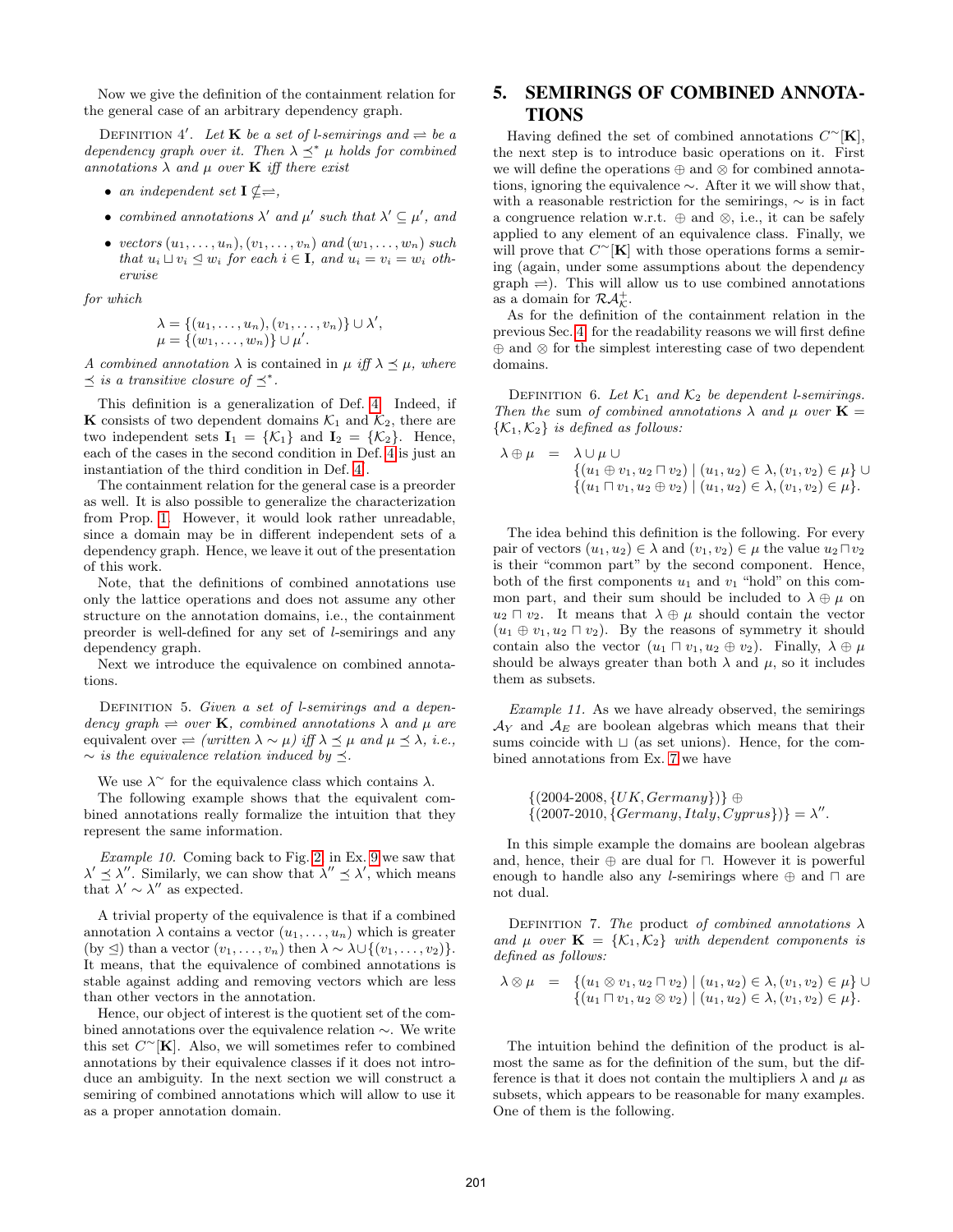Now we give the definition of the containment relation for the general case of an arbitrary dependency graph.

Definition 4′. *Let $\mathbf{K}$ be a set of l-semirings and $\rightleftharpoons$ be a dependency graph over it. Then $\lambda \preceq^* \mu$ holds for combined annotations $\lambda$ and $\mu$ over $\mathbf{K}$ iff there exist*

- *an independent set $\mathbf{I} \not\subseteq \rightleftharpoons$,*
- *combined annotations $\lambda'$ and $\mu'$ such that $\lambda' \subseteq \mu'$, and*
- *vectors $(u_1, \ldots, u_n), (v_1, \ldots, v_n)$ and $(w_1, \ldots, w_n)$ such that $u_i \sqcup v_i \trianglelefteq w_i$ for each $i \in \mathbf{I}$, and $u_i = v_i = w_i$ otherwise*

*for which*

$$\lambda = \{(u_1, \ldots, u_n), (v_1, \ldots, v_n)\} \cup \lambda',$$
$$\mu = \{(w_1, \ldots, w_n)\} \cup \mu'.$$

*A combined annotation $\lambda$ is contained in $\mu$ iff $\lambda \preceq \mu$, where $\preceq$ is a transitive closure of $\preceq^*$.*

This definition is a generalization of Def. 4. Indeed, if $\mathbf{K}$ consists of two dependent domains $\mathcal{K}_1$ and $\mathcal{K}_2$, there are two independent sets $\mathbf{I}_1 = \{\mathcal{K}_1\}$ and $\mathbf{I}_2 = \{\mathcal{K}_2\}$. Hence, each of the cases in the second condition in Def. 4 is just an instantiation of the third condition in Def. 4′.

The containment relation for the general case is a preorder as well. It is also possible to generalize the characterization from Prop. 1. However, it would look rather unreadable, since a domain may be in different independent sets of a dependency graph. Hence, we leave it out of the presentation of this work.

Note, that the definitions of combined annotations use only the lattice operations and does not assume any other structure on the annotation domains, i.e., the containment preorder is well-defined for any set of *l*-semirings and any dependency graph.

Next we introduce the equivalence on combined annotations.

Definition 5. *Given a set of l-semirings and a dependency graph $\rightleftharpoons$ over $\mathbf{K}$, combined annotations $\lambda$ and $\mu$ are* equivalent *over $\rightleftharpoons$ (written $\lambda \sim \mu$) iff $\lambda \preceq \mu$ and $\mu \preceq \lambda$, i.e., $\sim$ is the equivalence relation induced by $\preceq$.*

We use $\lambda^{\sim}$ for the equivalence class which contains $\lambda$.

The following example shows that the equivalent combined annotations really formalize the intuition that they represent the same information.

*Example 10.* Coming back to Fig. 2, in Ex. 9 we saw that $\lambda' \preceq \lambda''$. Similarly, we can show that $\lambda'' \preceq \lambda'$, which means that $\lambda' \sim \lambda''$ as expected.

A trivial property of the equivalence is that if a combined annotation $\lambda$ contains a vector $(u_1, \ldots, u_n)$ which is greater (by $\trianglelefteq$) than a vector $(v_1, \ldots, v_n)$ then $\lambda \sim \lambda \cup \{(v_1, \ldots, v_2)\}$. It means, that the equivalence of combined annotations is stable against adding and removing vectors which are less than other vectors in the annotation.

Hence, our object of interest is the quotient set of the combined annotations over the equivalence relation $\sim$. We write this set $C^{\sim}[\mathbf{K}]$. Also, we will sometimes refer to combined annotations by their equivalence classes if it does not introduce an ambiguity. In the next section we will construct a semiring of combined annotations which will allow to use it as a proper annotation domain.

# 5. SEMIRINGS OF COMBINED ANNOTATIONS

Having defined the set of combined annotations $C^{\sim}[\mathbf{K}]$, the next step is to introduce basic operations on it. First we will define the operations $\oplus$ and $\otimes$ for combined annotations, ignoring the equivalence $\sim$. After it we will show that, with a reasonable restriction for the semirings, $\sim$ is in fact a congruence relation w.r.t. $\oplus$ and $\otimes$, i.e., it can be safely applied to any element of an equivalence class. Finally, we will prove that $C^{\sim}[\mathbf{K}]$ with those operations forms a semiring (again, under some assumptions about the dependency graph $\rightleftharpoons$). This will allow us to use combined annotations as a domain for $\mathcal{RA}^+_{\mathcal{K}}$.

As for the definition of the containment relation in the previous Sec. 4, for the readability reasons we will first define $\oplus$ and $\otimes$ for the simplest interesting case of two dependent domains.

Definition 6. *Let $\mathcal{K}_1$ and $\mathcal{K}_2$ be dependent l-semirings. Then the* sum *of combined annotations $\lambda$ and $\mu$ over $\mathbf{K} = \{\mathcal{K}_1, \mathcal{K}_2\}$ is defined as follows:*

$$\begin{aligned}\lambda \oplus \mu \ = \ & \lambda \cup \mu \ \cup \\ & \{(u_1 \oplus v_1, u_2 \sqcap v_2) \mid (u_1, u_2) \in \lambda, (v_1, v_2) \in \mu\} \ \cup \\ & \{(u_1 \sqcap v_1, u_2 \oplus v_2) \mid (u_1, u_2) \in \lambda, (v_1, v_2) \in \mu\}.\end{aligned}$$

The idea behind this definition is the following. For every pair of vectors $(u_1, u_2) \in \lambda$ and $(v_1, v_2) \in \mu$ the value $u_2 \sqcap v_2$ is their "common part" by the second component. Hence, both of the first components $u_1$ and $v_1$ "hold" on this common part, and their sum should be included to $\lambda \oplus \mu$ on $u_2 \sqcap v_2$. It means that $\lambda \oplus \mu$ should contain the vector $(u_1 \oplus v_1, u_2 \sqcap v_2)$. By the reasons of symmetry it should contain also the vector $(u_1 \sqcap v_1, u_2 \oplus v_2)$. Finally, $\lambda \oplus \mu$ should be always greater than both $\lambda$ and $\mu$, so it includes them as subsets.

*Example 11.* As we have already observed, the semirings $\mathcal{A}_Y$ and $\mathcal{A}_E$ are boolean algebras which means that their sums coincide with $\sqcup$ (as set unions). Hence, for the combined annotations from Ex. 7 we have

$$\begin{aligned}&\{(2004\text{-}2008, \{UK, Germany\})\} \oplus \\ &\{(2007\text{-}2010, \{Germany, Italy, Cyprus\})\} = \lambda''.\end{aligned}$$

In this simple example the domains are boolean algebras and, hence, their $\oplus$ are dual for $\sqcap$. However it is powerful enough to handle also any *l*-semirings where $\oplus$ and $\sqcap$ are not dual.

Definition 7. *The* product *of combined annotations $\lambda$ and $\mu$ over $\mathbf{K} = \{\mathcal{K}_1, \mathcal{K}_2\}$ with dependent components is defined as follows:*

$$\begin{aligned}\lambda \otimes \mu \ = \ & \{(u_1 \otimes v_1, u_2 \sqcap v_2) \mid (u_1, u_2) \in \lambda, (v_1, v_2) \in \mu\} \ \cup \\ & \{(u_1 \sqcap v_1, u_2 \otimes v_2) \mid (u_1, u_2) \in \lambda, (v_1, v_2) \in \mu\}.\end{aligned}$$

The intuition behind the definition of the product is almost the same as for the definition of the sum, but the difference is that it does not contain the multipliers $\lambda$ and $\mu$ as subsets, which appears to be reasonable for many examples. One of them is the following.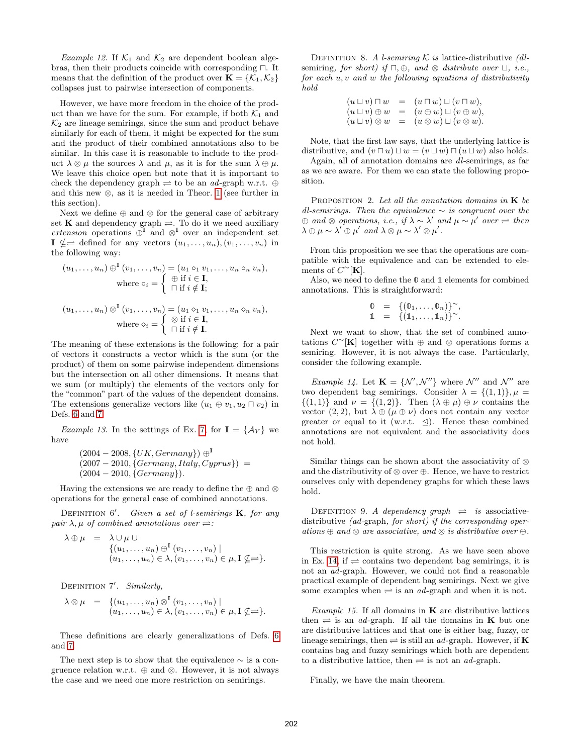*Example 12.* If $\mathcal{K}_1$ and $\mathcal{K}_2$ are dependent boolean algebras, then their products coincide with corresponding $\sqcap$. It means that the definition of the product over $\mathbf{K} = \{\mathcal{K}_1, \mathcal{K}_2\}$ collapses just to pairwise intersection of components.

However, we have more freedom in the choice of the product than we have for the sum. For example, if both $\mathcal{K}_1$ and $\mathcal{K}_2$ are lineage semirings, since the sum and product behave similarly for each of them, it might be expected for the sum and the product of their combined annotations also to be similar. In this case it is reasonable to include to the product $\lambda \otimes \mu$ the sources $\lambda$ and $\mu$, as it is for the sum $\lambda \oplus \mu$. We leave this choice open but note that it is important to check the dependency graph $\rightleftharpoons$ to be an *ad*-graph w.r.t. $\oplus$ and this new $\otimes$, as it is needed in Theor. 1 (see further in this section).

Next we define $\oplus$ and $\otimes$ for the general case of arbitrary set $\mathbf{K}$ and dependency graph $\rightleftharpoons$. To do it we need auxiliary *extension* operations $\oplus^{\mathbf{I}}$ and $\otimes^{\mathbf{I}}$ over an independent set $\mathbf{I} \not\subseteq \rightleftharpoons$ defined for any vectors $(u_1, \ldots, u_n), (v_1, \ldots, v_n)$ in the following way:

$$(u_1, \ldots, u_n) \oplus^{\mathbf{I}} (v_1, \ldots, v_n) = (u_1 \circ_1 v_1, \ldots, u_n \circ_n v_n),$$
$$\text{where } \circ_i = \begin{cases} \oplus \text{ if } i \in \mathbf{I}, \\ \sqcap \text{ if } i \notin \mathbf{I}; \end{cases}$$

$$(u_1, \ldots, u_n) \otimes^{\mathbf{I}} (v_1, \ldots, v_n) = (u_1 \diamond_1 v_1, \ldots, u_n \diamond_n v_n),$$
$$\text{where } \diamond_i = \begin{cases} \otimes \text{ if } i \in \mathbf{I}, \\ \sqcap \text{ if } i \notin \mathbf{I}. \end{cases}$$

The meaning of these extensions is the following: for a pair of vectors it constructs a vector which is the sum (or the product) of them on some pairwise independent dimensions but the intersection on all other dimensions. It means that we sum (or multiply) the elements of the vectors only for the "common" part of the values of the dependent domains. The extensions generalize vectors like $(u_1 \oplus v_1, u_2 \sqcap v_2)$ in Defs. 6 and 7.

*Example 13.* In the settings of Ex. 7, for $\mathbf{I} = \{\mathcal{A}_Y\}$ we have

$$\begin{aligned}
&(2004-2008, \{UK, Germany\}) \oplus^{\mathbf{I}} \\
&(2007-2010, \{Germany, Italy, Cyprus\}) = \\
&(2004-2010, \{Germany\}).
\end{aligned}$$

Having the extensions we are ready to define the $\oplus$ and $\otimes$ operations for the general case of combined annotations.

DEFINITION $6'$. *Given a set of l-semirings $\mathbf{K}$, for any pair $\lambda, \mu$ of combined annotations over $\rightleftharpoons$:*

$$\begin{aligned}
\lambda \oplus \mu \;=\; & \lambda \cup \mu \cup \\
& \{(u_1, \ldots, u_n) \oplus^{\mathbf{I}} (v_1, \ldots, v_n) \mid \\
& (u_1, \ldots, u_n) \in \lambda, (v_1, \ldots, v_n) \in \mu, \mathbf{I} \not\subseteq \rightleftharpoons\}.
\end{aligned}$$

DEFINITION $7'$. *Similarly,*

$$\begin{aligned}
\lambda \otimes \mu \;=\; & \{(u_1, \ldots, u_n) \otimes^{\mathbf{I}} (v_1, \ldots, v_n) \mid \\
& (u_1, \ldots, u_n) \in \lambda, (v_1, \ldots, v_n) \in \mu, \mathbf{I} \not\subseteq \rightleftharpoons\}.
\end{aligned}$$

These definitions are clearly generalizations of Defs. 6 and 7.

The next step is to show that the equivalence $\sim$ is a congruence relation w.r.t. $\oplus$ and $\otimes$. However, it is not always the case and we need one more restriction on semirings.

DEFINITION 8. *A l-semiring $\mathcal{K}$ is* lattice-distributive *(dl-semiring, for short) if $\sqcap, \oplus$, and $\otimes$ distribute over $\sqcup$, i.e., for each $u, v$ and $w$ the following equations of distributivity hold*

$$\begin{aligned}
(u \sqcup v) \sqcap w &= (u \sqcap w) \sqcup (v \sqcap w), \\
(u \sqcup v) \oplus w &= (u \oplus w) \sqcup (v \oplus w), \\
(u \sqcup v) \otimes w &= (u \otimes w) \sqcup (v \otimes w).
\end{aligned}$$

Note, that the first law says, that the underlying lattice is distributive, and $(v \sqcap u) \sqcup w = (v \sqcup w) \sqcap (u \sqcup w)$ also holds.

Again, all of annotation domains are *dl*-semirings, as far as we are aware. For them we can state the following proposition.

PROPOSITION 2. *Let all the annotation domains in $\mathbf{K}$ be dl-semirings. Then the equivalence $\sim$ is congruent over the $\oplus$ and $\otimes$ operations, i.e., if $\lambda \sim \lambda'$ and $\mu \sim \mu'$ over $\rightleftharpoons$ then $\lambda \oplus \mu \sim \lambda' \oplus \mu'$ and $\lambda \otimes \mu \sim \lambda' \otimes \mu'$.*

From this proposition we see that the operations are compatible with the equivalence and can be extended to elements of $C^{\sim}[\mathbf{K}]$.

Also, we need to define the $\mathbb{0}$ and $\mathbb{1}$ elements for combined annotations. This is straightforward:

$$\begin{aligned}
\mathbb{0} &= \{(\mathbb{0}_1, \ldots, \mathbb{0}_n)\}^{\sim}, \\
\mathbb{1} &= \{(\mathbb{1}_1, \ldots, \mathbb{1}_n)\}^{\sim}.
\end{aligned}$$

Next we want to show, that the set of combined annotations $C^{\sim}[\mathbf{K}]$ together with $\oplus$ and $\otimes$ operations forms a semiring. However, it is not always the case. Particularly, consider the following example.

*Example 14.* Let $\mathbf{K} = \{\mathcal{N}', \mathcal{N}''\}$ where $\mathcal{N}'$ and $\mathcal{N}''$ are two dependent bag semirings. Consider $\lambda = \{(1,1)\}, \mu = \{(1,1)\}$ and $\nu = \{(1,2)\}$. Then $(\lambda \oplus \mu) \oplus \nu$ contains the vector $(2,2)$, but $\lambda \oplus (\mu \oplus \nu)$ does not contain any vector greater or equal to it (w.r.t. $\trianglelefteq$). Hence these combined annotations are not equivalent and the associativity does not hold.

Similar things can be shown about the associativity of $\otimes$ and the distributivity of $\otimes$ over $\oplus$. Hence, we have to restrict ourselves only with dependency graphs for which these laws hold.

DEFINITION 9. *A dependency graph $\rightleftharpoons$ is* associative-distributive *(ad-graph, for short) if the corresponding operations $\oplus$ and $\otimes$ are associative, and $\otimes$ is distributive over $\oplus$.*

This restriction is quite strong. As we have seen above in Ex. 14, if $\rightleftharpoons$ contains two dependent bag semirings, it is not an *ad*-graph. However, we could not find a reasonable practical example of dependent bag semirings. Next we give some examples when $\rightleftharpoons$ is an *ad*-graph and when it is not.

*Example 15.* If all domains in $\mathbf{K}$ are distributive lattices then $\rightleftharpoons$ is an *ad*-graph. If all the domains in $\mathbf{K}$ but one are distributive lattices and that one is either bag, fuzzy, or lineage semirings, then $\rightleftharpoons$ is still an *ad*-graph. However, if $\mathbf{K}$ contains bag and fuzzy semirings which both are dependent to a distributive lattice, then $\rightleftharpoons$ is not an *ad*-graph.

Finally, we have the main theorem.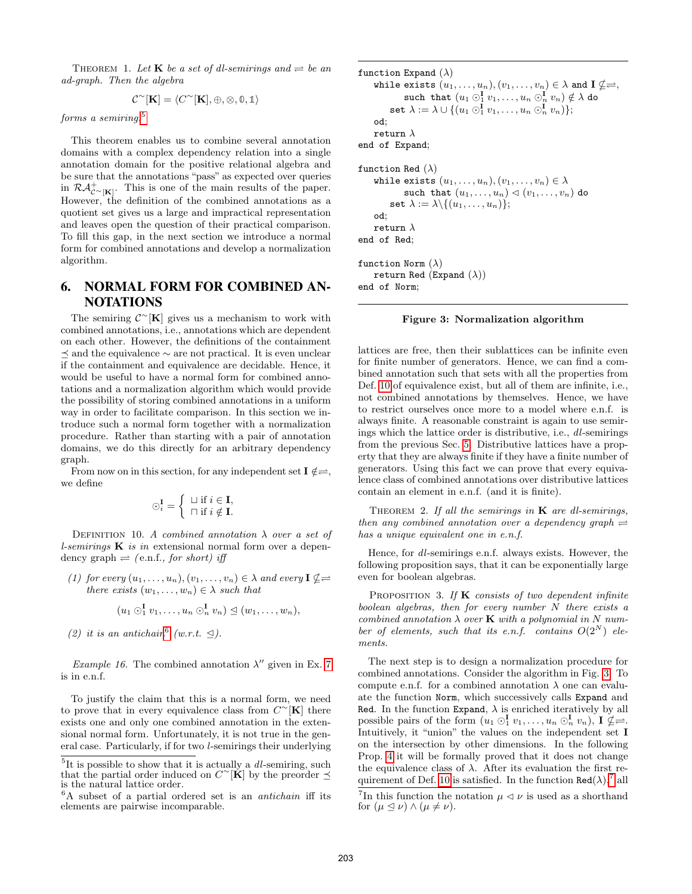Theorem 1. *Let $\mathbf{K}$ be a set of dl-semirings and $\rightleftharpoons$ be an ad-graph. Then the algebra*

$$\mathcal{C}^{\sim}[\mathbf{K}] = \langle C^{\sim}[\mathbf{K}], \oplus, \otimes, \mathbb{0}, \mathbb{1} \rangle$$

*forms a semiring.*[5]

This theorem enables us to combine several annotation domains with a complex dependency relation into a single annotation domain for the positive relational algebra and be sure that the annotations "pass" as expected over queries in $\mathcal{RA}^+_{\mathcal{C}^{\sim}[\mathbf{K}]}$. This is one of the main results of the paper. However, the definition of the combined annotations as a quotient set gives us a large and impractical representation and leaves open the question of their practical comparison. To fill this gap, in the next section we introduce a normal form for combined annotations and develop a normalization algorithm.

## 6. NORMAL FORM FOR COMBINED ANNOTATIONS

The semiring $\mathcal{C}^{\sim}[\mathbf{K}]$ gives us a mechanism to work with combined annotations, i.e., annotations which are dependent on each other. However, the definitions of the containment $\preceq$ and the equivalence $\sim$ are not practical. It is even unclear if the containment and equivalence are decidable. Hence, it would be useful to have a normal form for combined annotations and a normalization algorithm which would provide the possibility of storing combined annotations in a uniform way in order to facilitate comparison. In this section we introduce such a normal form together with a normalization procedure. Rather than starting with a pair of annotation domains, we do this directly for an arbitrary dependency graph.

From now on in this section, for any independent set $\mathbf{I} \notin \rightleftharpoons$, we define

$$\odot_i^{\mathbf{I}} = \begin{cases} \sqcup \text{ if } i \in \mathbf{I}, \\ \sqcap \text{ if } i \notin \mathbf{I}. \end{cases}$$

Definition 10. *A combined annotation $\lambda$ over a set of l-semirings $\mathbf{K}$ is in* extensional normal form *over a dependency graph $\rightleftharpoons$ (*e.n.f.*, for short) iff*

*(1) for every $(u_1, \ldots, u_n), (v_1, \ldots, v_n) \in \lambda$ and every $\mathbf{I} \not\subseteq \rightleftharpoons$ there exists $(w_1, \ldots, w_n) \in \lambda$ such that*

$$(u_1 \odot_1^{\mathbf{I}} v_1, \ldots, u_n \odot_n^{\mathbf{I}} v_n) \trianglelefteq (w_1, \ldots, w_n),$$

*(2) it is an antichain*[6] *(w.r.t. $\trianglelefteq$).*

*Example 16.* The combined annotation $\lambda''$ given in Ex. 7 is in e.n.f.

To justify the claim that this is a normal form, we need to prove that in every equivalence class from $C^{\sim}[\mathbf{K}]$ there exists one and only one combined annotation in the extensional normal form. Unfortunately, it is not true in the general case. Particularly, if for two *l*-semirings their underlying lattices are free, then their sublattices can be infinite even for finite number of generators. Hence, we can find a combined annotation such that sets with all the properties from Def. 10 of equivalence exist, but all of them are infinite, i.e., not combined annotations by themselves. Hence, we have to restrict ourselves once more to a model where e.n.f. is always finite. A reasonable constraint is again to use semirings which the lattice order is distributive, i.e., *dl*-semirings from the previous Sec. 5. Distributive lattices have a property that they are always finite if they have a finite number of generators. Using this fact we can prove that every equivalence class of combined annotations over distributive lattices contain an element in e.n.f. (and it is finite).

Theorem 2. *If all the semirings in $\mathbf{K}$ are dl-semirings, then any combined annotation over a dependency graph $\rightleftharpoons$ has a unique equivalent one in e.n.f.*

Hence, for *dl*-semirings e.n.f. always exists. However, the following proposition says, that it can be exponentially large even for boolean algebras.

Proposition 3. *If $\mathbf{K}$ consists of two dependent infinite boolean algebras, then for every number $N$ there exists a combined annotation $\lambda$ over $\mathbf{K}$ with a polynomial in $N$ number of elements, such that its e.n.f. contains $O(2^N)$ elements.*

```
function Expand (λ)
   while exists (u_1,...,u_n),(v_1,...,v_n) ∈ λ and I ⊈⇌,
         such that (u_1 ⊙_1^I v_1,...,u_n ⊙_n^I v_n) ∉ λ do
      set λ := λ ∪ {(u_1 ⊙_1^I v_1,...,u_n ⊙_n^I v_n)};
   od;
   return λ
end of Expand;

function Red (λ)
   while exists (u_1,...,u_n),(v_1,...,v_n) ∈ λ
         such that (u_1,...,u_n) ◁ (v_1,...,v_n) do
      set λ := λ\{(u_1,...,u_n)};
   od;
   return λ
end of Red;

function Norm (λ)
   return Red (Expand (λ))
end of Norm;
```

**Figure 3: Normalization algorithm**

The next step is to design a normalization procedure for combined annotations. Consider the algorithm in Fig. 3. To compute e.n.f. for a combined annotation $\lambda$ one can evaluate the function `Norm`, which successively calls `Expand` and `Red`. In the function `Expand`, $\lambda$ is enriched iteratively by all possible pairs of the form $(u_1 \odot_1^{\mathbf{I}} v_1, \ldots, u_n \odot_n^{\mathbf{I}} v_n)$, $\mathbf{I} \not\subseteq \rightleftharpoons$. Intuitively, it "union" the values on the independent set $\mathbf{I}$ on the intersection by other dimensions. In the following Prop. 4 it will be formally proved that it does not change the equivalence class of $\lambda$. After its evaluation the first requirement of Def. 10 is satisfied. In the function $\texttt{Red}(\lambda)$,[7] all

[5] It is possible to show that it is actually a *dl*-semiring, such that the partial order induced on $C^{\sim}[\mathbf{K}]$ by the preorder $\preceq$ is the natural lattice order.

[6] A subset of a partial ordered set is an *antichain* iff its elements are pairwise incomparable.

[7] In this function the notation $\mu \lhd \nu$ is used as a shorthand for $(\mu \trianglelefteq \nu) \wedge (\mu \neq \nu)$.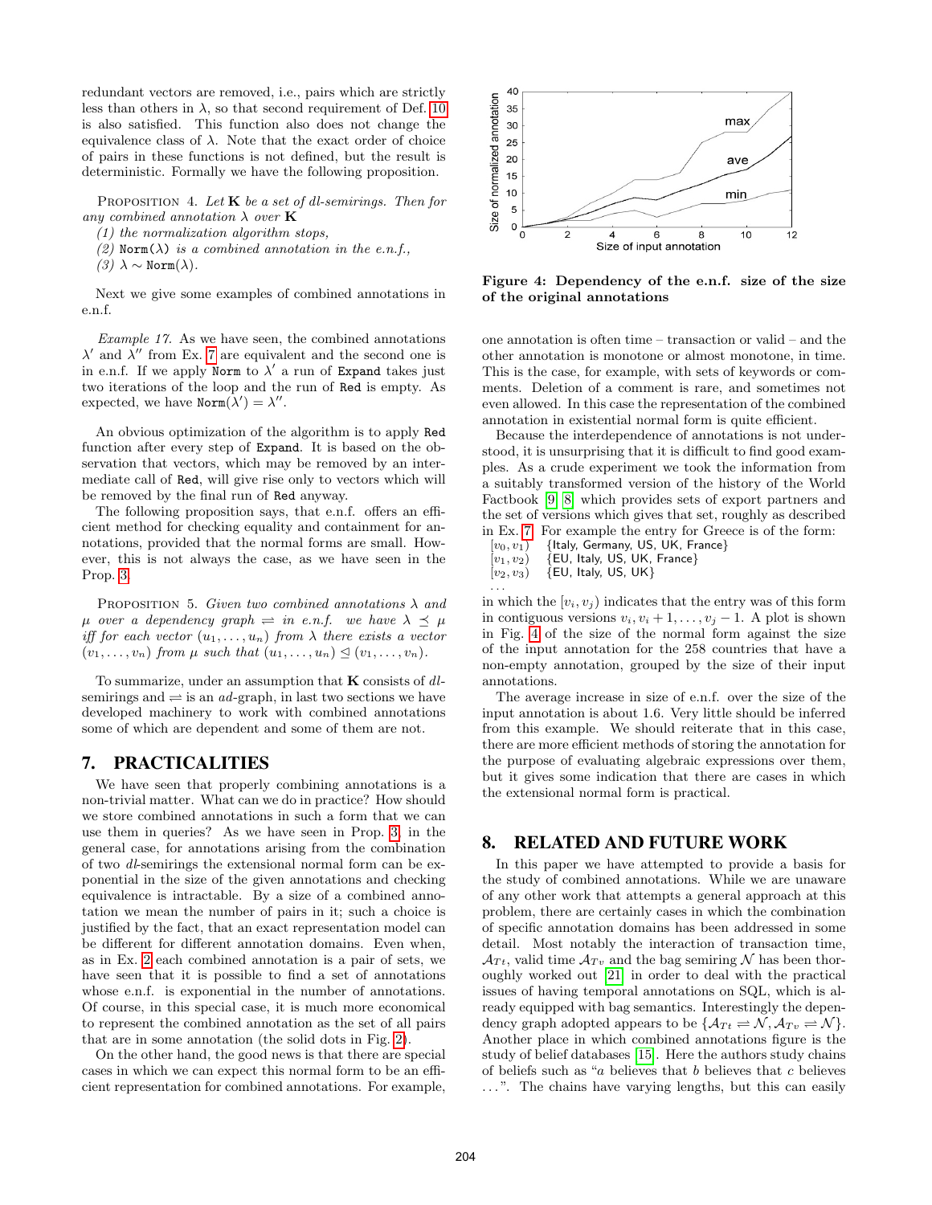redundant vectors are removed, i.e., pairs which are strictly less than others in $\lambda$, so that second requirement of Def. 10 is also satisfied. This function also does not change the equivalence class of $\lambda$. Note that the exact order of choice of pairs in these functions is not defined, but the result is deterministic. Formally we have the following proposition.

PROPOSITION 4. *Let* $\mathbf{K}$ *be a set of dl-semirings. Then for any combined annotation* $\lambda$ *over* $\mathbf{K}$

*(1) the normalization algorithm stops,*

*(2)* $\texttt{Norm}(\lambda)$ *is a combined annotation in the e.n.f.,*

*(3)* $\lambda \sim \texttt{Norm}(\lambda)$*.*

Next we give some examples of combined annotations in e.n.f.

*Example 17.* As we have seen, the combined annotations $\lambda'$ and $\lambda''$ from Ex. 7 are equivalent and the second one is in e.n.f. If we apply `Norm` to $\lambda'$ a run of `Expand` takes just two iterations of the loop and the run of `Red` is empty. As expected, we have $\texttt{Norm}(\lambda') = \lambda''$.

An obvious optimization of the algorithm is to apply `Red` function after every step of `Expand`. It is based on the observation that vectors, which may be removed by an intermediate call of `Red`, will give rise only to vectors which will be removed by the final run of `Red` anyway.

The following proposition says, that e.n.f. offers an efficient method for checking equality and containment for annotations, provided that the normal forms are small. However, this is not always the case, as we have seen in the Prop. 3.

PROPOSITION 5. *Given two combined annotations* $\lambda$ *and* $\mu$ *over a dependency graph* $\rightleftharpoons$ *in e.n.f. we have* $\lambda \preceq \mu$ *iff for each vector* $(u_1, \ldots, u_n)$ *from* $\lambda$ *there exists a vector* $(v_1, \ldots, v_n)$ *from* $\mu$ *such that* $(u_1, \ldots, u_n) \trianglelefteq (v_1, \ldots, v_n)$*.*

To summarize, under an assumption that $\mathbf{K}$ consists of *dl*-semirings and $\rightleftharpoons$ is an *ad*-graph, in last two sections we have developed machinery to work with combined annotations some of which are dependent and some of them are not.

## 7. PRACTICALITIES

We have seen that properly combining annotations is a non-trivial matter. What can we do in practice? How should we store combined annotations in such a form that we can use them in queries? As we have seen in Prop. 3, in the general case, for annotations arising from the combination of two *dl*-semirings the extensional normal form can be exponential in the size of the given annotations and checking equivalence is intractable. By a size of a combined annotation we mean the number of pairs in it; such a choice is justified by the fact, that an exact representation model can be different for different annotation domains. Even when, as in Ex. 2 each combined annotation is a pair of sets, we have seen that it is possible to find a set of annotations whose e.n.f. is exponential in the number of annotations. Of course, in this special case, it is much more economical to represent the combined annotation as the set of all pairs that are in some annotation (the solid dots in Fig. 2).

On the other hand, the good news is that there are special cases in which we can expect this normal form to be an efficient representation for combined annotations. For example, one annotation is often time – transaction or valid – and the other annotation is monotone or almost monotone, in time. This is the case, for example, with sets of keywords or comments. Deletion of a comment is rare, and sometimes not even allowed. In this case the representation of the combined annotation in existential normal form is quite efficient.

**Figure 4: Dependency of the e.n.f. size of the size of the original annotations**

Because the interdependence of annotations is not understood, it is unsurprising that it is difficult to find good examples. As a crude experiment we took the information from a suitably transformed version of the history of the World Factbook [9] [8] which provides sets of export partners and the set of versions which gives that set, roughly as described in Ex. 7. For example the entry for Greece is of the form:

$[v_0, v_1)$ {Italy, Germany, US, UK, France}
$[v_1, v_2)$ {EU, Italy, US, UK, France}
$[v_2, v_3)$ {EU, Italy, US, UK}
...

in which the $[v_i, v_j)$ indicates that the entry was of this form in contiguous versions $v_i, v_i+1, \ldots, v_j-1$. A plot is shown in Fig. 4 of the size of the normal form against the size of the input annotation for the 258 countries that have a non-empty annotation, grouped by the size of their input annotations.

The average increase in size of e.n.f. over the size of the input annotation is about 1.6. Very little should be inferred from this example. We should reiterate that in this case, there are more efficient methods of storing the annotation for the purpose of evaluating algebraic expressions over them, but it gives some indication that there are cases in which the extensional normal form is practical.

## 8. RELATED AND FUTURE WORK

In this paper we have attempted to provide a basis for the study of combined annotations. While we are unaware of any other work that attempts a general approach at this problem, there are certainly cases in which the combination of specific annotation domains has been addressed in some detail. Most notably the interaction of transaction time, $\mathcal{A}_{Tt}$, valid time $\mathcal{A}_{Tv}$ and the bag semiring $\mathcal{N}$ has been thoroughly worked out [21] in order to deal with the practical issues of having temporal annotations on SQL, which is already equipped with bag semantics. Interestingly the dependency graph adopted appears to be $\{\mathcal{A}_{Tt} \rightleftharpoons \mathcal{N}, \mathcal{A}_{Tv} \rightleftharpoons \mathcal{N}\}$. Another place in which combined annotations figure is the study of belief databases [15]. Here the authors study chains of beliefs such as "*a* believes that *b* believes that *c* believes ...". The chains have varying lengths, but this can easily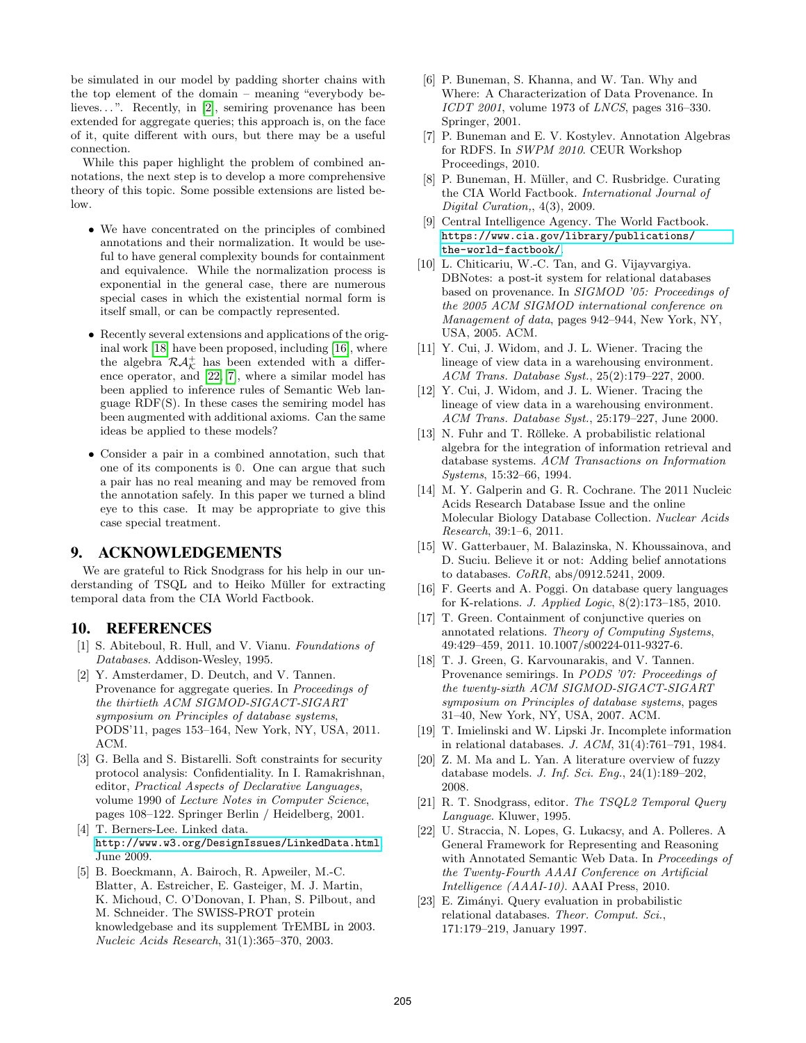be simulated in our model by padding shorter chains with the top element of the domain – meaning "everybody believes...". Recently, in [2], semiring provenance has been extended for aggregate queries; this approach is, on the face of it, quite different with ours, but there may be a useful connection.

While this paper highlight the problem of combined annotations, the next step is to develop a more comprehensive theory of this topic. Some possible extensions are listed below.

- We have concentrated on the principles of combined annotations and their normalization. It would be useful to have general complexity bounds for containment and equivalence. While the normalization process is exponential in the general case, there are numerous special cases in which the existential normal form is itself small, or can be compactly represented.
- Recently several extensions and applications of the original work [18] have been proposed, including [16], where the algebra $\mathcal{RA}^+_\mathcal{K}$ has been extended with a difference operator, and [22, 7], where a similar model has been applied to inference rules of Semantic Web language RDF(S). In these cases the semiring model has been augmented with additional axioms. Can the same ideas be applied to these models?
- Consider a pair in a combined annotation, such that one of its components is $\mathbb{0}$. One can argue that such a pair has no real meaning and may be removed from the annotation safely. In this paper we turned a blind eye to this case. It may be appropriate to give this case special treatment.

## 9. ACKNOWLEDGEMENTS

We are grateful to Rick Snodgrass for his help in our understanding of TSQL and to Heiko Müller for extracting temporal data from the CIA World Factbook.

## 10. REFERENCES

[1] S. Abiteboul, R. Hull, and V. Vianu. *Foundations of Databases*. Addison-Wesley, 1995.

[2] Y. Amsterdamer, D. Deutch, and V. Tannen. Provenance for aggregate queries. In *Proceedings of the thirtieth ACM SIGMOD-SIGACT-SIGART symposium on Principles of database systems*, PODS'11, pages 153–164, New York, NY, USA, 2011. ACM.

[3] G. Bella and S. Bistarelli. Soft constraints for security protocol analysis: Confidentiality. In I. Ramakrishnan, editor, *Practical Aspects of Declarative Languages*, volume 1990 of *Lecture Notes in Computer Science*, pages 108–122. Springer Berlin / Heidelberg, 2001.

[4] T. Berners-Lee. Linked data. http://www.w3.org/DesignIssues/LinkedData.html, June 2009.

[5] B. Boeckmann, A. Bairoch, R. Apweiler, M.-C. Blatter, A. Estreicher, E. Gasteiger, M. J. Martin, K. Michoud, C. O'Donovan, I. Phan, S. Pilbout, and M. Schneider. The SWISS-PROT protein knowledgebase and its supplement TrEMBL in 2003. *Nucleic Acids Research*, 31(1):365–370, 2003.

[6] P. Buneman, S. Khanna, and W. Tan. Why and Where: A Characterization of Data Provenance. In *ICDT 2001*, volume 1973 of *LNCS*, pages 316–330. Springer, 2001.

[7] P. Buneman and E. V. Kostylev. Annotation Algebras for RDFS. In *SWPM 2010*. CEUR Workshop Proceedings, 2010.

[8] P. Buneman, H. Müller, and C. Rusbridge. Curating the CIA World Factbook. *International Journal of Digital Curation,*, 4(3), 2009.

[9] Central Intelligence Agency. The World Factbook. https://www.cia.gov/library/publications/the-world-factbook/.

[10] L. Chiticariu, W.-C. Tan, and G. Vijayvargiya. DBNotes: a post-it system for relational databases based on provenance. In *SIGMOD '05: Proceedings of the 2005 ACM SIGMOD international conference on Management of data*, pages 942–944, New York, NY, USA, 2005. ACM.

[11] Y. Cui, J. Widom, and J. L. Wiener. Tracing the lineage of view data in a warehousing environment. *ACM Trans. Database Syst.*, 25(2):179–227, 2000.

[12] Y. Cui, J. Widom, and J. L. Wiener. Tracing the lineage of view data in a warehousing environment. *ACM Trans. Database Syst.*, 25:179–227, June 2000.

[13] N. Fuhr and T. Rölleke. A probabilistic relational algebra for the integration of information retrieval and database systems. *ACM Transactions on Information Systems*, 15:32–66, 1994.

[14] M. Y. Galperin and G. R. Cochrane. The 2011 Nucleic Acids Research Database Issue and the online Molecular Biology Database Collection. *Nuclear Acids Research*, 39:1–6, 2011.

[15] W. Gatterbauer, M. Balazinska, N. Khoussainova, and D. Suciu. Believe it or not: Adding belief annotations to databases. *CoRR*, abs/0912.5241, 2009.

[16] F. Geerts and A. Poggi. On database query languages for K-relations. *J. Applied Logic*, 8(2):173–185, 2010.

[17] T. Green. Containment of conjunctive queries on annotated relations. *Theory of Computing Systems*, 49:429–459, 2011. 10.1007/s00224-011-9327-6.

[18] T. J. Green, G. Karvounarakis, and V. Tannen. Provenance semirings. In *PODS '07: Proceedings of the twenty-sixth ACM SIGMOD-SIGACT-SIGART symposium on Principles of database systems*, pages 31–40, New York, NY, USA, 2007. ACM.

[19] T. Imielinski and W. Lipski Jr. Incomplete information in relational databases. *J. ACM*, 31(4):761–791, 1984.

[20] Z. M. Ma and L. Yan. A literature overview of fuzzy database models. *J. Inf. Sci. Eng.*, 24(1):189–202, 2008.

[21] R. T. Snodgrass, editor. *The TSQL2 Temporal Query Language*. Kluwer, 1995.

[22] U. Straccia, N. Lopes, G. Lukacsy, and A. Polleres. A General Framework for Representing and Reasoning with Annotated Semantic Web Data. In *Proceedings of the Twenty-Fourth AAAI Conference on Artificial Intelligence (AAAI-10)*. AAAI Press, 2010.

[23] E. Zimányi. Query evaluation in probabilistic relational databases. *Theor. Comput. Sci.*, 171:179–219, January 1997.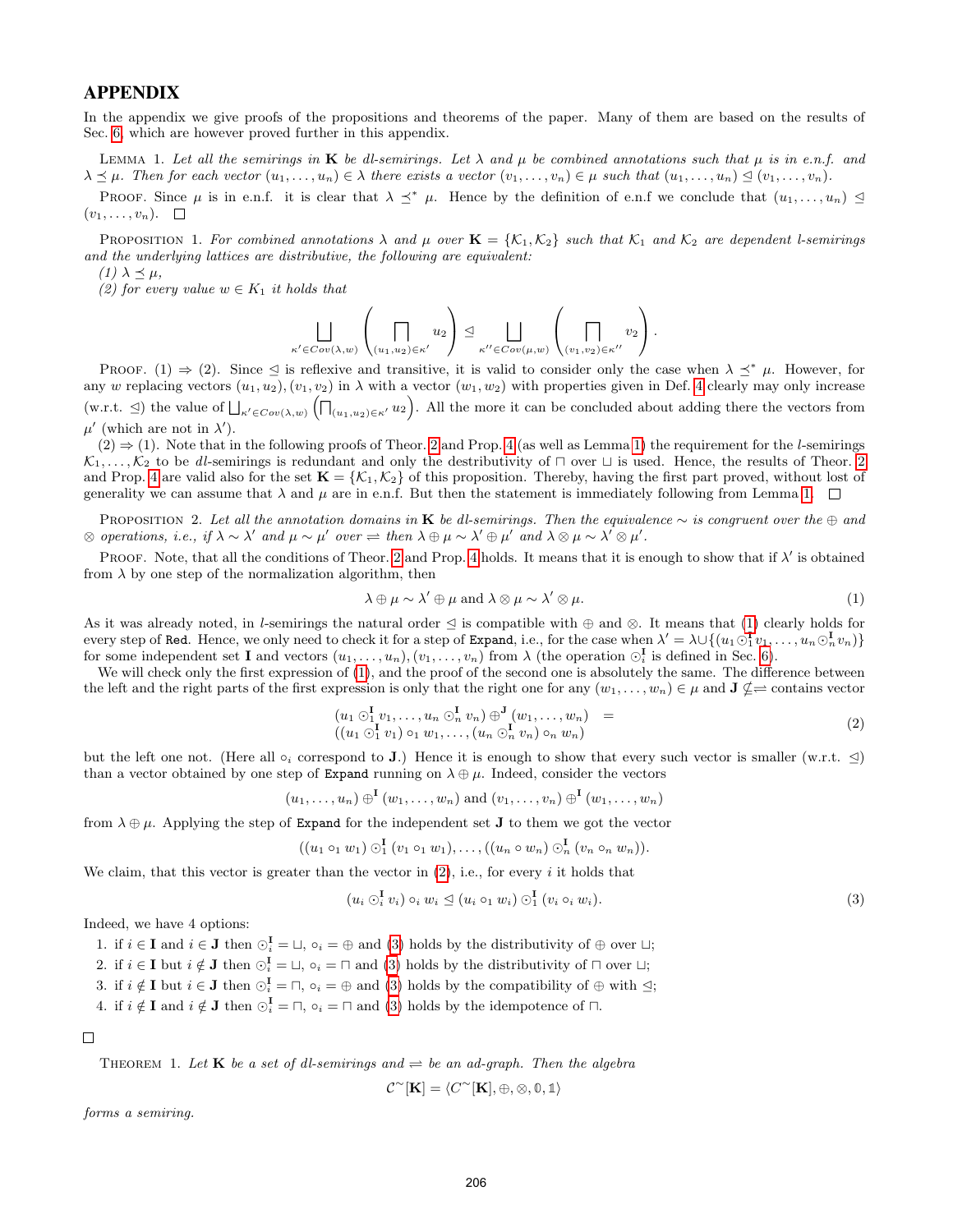# APPENDIX

In the appendix we give proofs of the propositions and theorems of the paper. Many of them are based on the results of Sec. 6, which are however proved further in this appendix.

Lemma 1. *Let all the semirings in $\mathbf{K}$ be dl-semirings. Let $\lambda$ and $\mu$ be combined annotations such that $\mu$ is in e.n.f. and $\lambda \preceq \mu$. Then for each vector $(u_1, \ldots, u_n) \in \lambda$ there exists a vector $(v_1, \ldots, v_n) \in \mu$ such that $(u_1, \ldots, u_n) \trianglelefteq (v_1, \ldots, v_n)$.*

Proof. Since $\mu$ is in e.n.f. it is clear that $\lambda \preceq^* \mu$. Hence by the definition of e.n.f we conclude that $(u_1, \ldots, u_n) \trianglelefteq (v_1, \ldots, v_n)$. □

Proposition 1. *For combined annotations $\lambda$ and $\mu$ over $\mathbf{K} = \{\mathcal{K}_1, \mathcal{K}_2\}$ such that $\mathcal{K}_1$ and $\mathcal{K}_2$ are dependent l-semirings and the underlying lattices are distributive, the following are equivalent:*

*(1) $\lambda \preceq \mu$,*

*(2) for every value $w \in K_1$ it holds that*

$$\bigsqcup_{\kappa' \in Cov(\lambda, w)} \left( \prod_{(u_1,u_2)\in\kappa'} u_2 \right) \trianglelefteq \bigsqcup_{\kappa'' \in Cov(\mu, w)} \left( \prod_{(v_1,v_2)\in\kappa''} v_2 \right).$$

Proof. (1) ⇒ (2). Since $\trianglelefteq$ is reflexive and transitive, it is valid to consider only the case when $\lambda \preceq^* \mu$. However, for any $w$ replacing vectors $(u_1, u_2), (v_1, v_2)$ in $\lambda$ with a vector $(w_1, w_2)$ with properties given in Def. 4 clearly may only increase (w.r.t. $\trianglelefteq$) the value of $\bigsqcup_{\kappa' \in Cov(\lambda, w)} \left( \prod_{(u_1,u_2)\in\kappa'} u_2 \right)$. All the more it can be concluded about adding there the vectors from $\mu'$ (which are not in $\lambda'$).

(2) ⇒ (1). Note that in the following proofs of Theor. 2 and Prop. 4 (as well as Lemma 1) the requirement for the $l$-semirings $\mathcal{K}_1, \ldots, \mathcal{K}_2$ to be $dl$-semirings is redundant and only the destributivity of $\sqcap$ over $\sqcup$ is used. Hence, the results of Theor. 2 and Prop. 4 are valid also for the set $\mathbf{K} = \{\mathcal{K}_1, \mathcal{K}_2\}$ of this proposition. Thereby, having the first part proved, without lost of generality we can assume that $\lambda$ and $\mu$ are in e.n.f. But then the statement is immediately following from Lemma 1. □

Proposition 2. *Let all the annotation domains in $\mathbf{K}$ be dl-semirings. Then the equivalence $\sim$ is congruent over the $\oplus$ and $\otimes$ operations, i.e., if $\lambda \sim \lambda'$ and $\mu \sim \mu'$ over $\rightleftharpoons$ then $\lambda \oplus \mu \sim \lambda' \oplus \mu'$ and $\lambda \otimes \mu \sim \lambda' \otimes \mu'$.*

Proof. Note, that all the conditions of Theor. 2 and Prop. 4 holds. It means that it is enough to show that if $\lambda'$ is obtained from $\lambda$ by one step of the normalization algorithm, then

$$\lambda \oplus \mu \sim \lambda' \oplus \mu \text{ and } \lambda \otimes \mu \sim \lambda' \otimes \mu. \tag{1}$$

As it was already noted, in $l$-semirings the natural order $\trianglelefteq$ is compatible with $\oplus$ and $\otimes$. It means that (1) clearly holds for every step of `Red`. Hence, we only need to check it for a step of `Expand`, i.e., for the case when $\lambda' = \lambda \cup \{(u_1 \odot_1^{\mathbf{I}} v_1, \ldots, u_n \odot_n^{\mathbf{I}} v_n)\}$ for some independent set $\mathbf{I}$ and vectors $(u_1, \ldots, u_n), (v_1, \ldots, v_n)$ from $\lambda$ (the operation $\odot_i^{\mathbf{I}}$ is defined in Sec. 6).

We will check only the first expression of (1), and the proof of the second one is absolutely the same. The difference between the left and the right parts of the first expression is only that the right one for any $(w_1, \ldots, w_n) \in \mu$ and $\mathbf{J} \not\subseteq \rightleftharpoons$ contains vector

$$\begin{aligned} &(u_1 \odot_1^{\mathbf{I}} v_1, \ldots, u_n \odot_n^{\mathbf{I}} v_n) \oplus^{\mathbf{J}} (w_1, \ldots, w_n) \quad = \\ &((u_1 \odot_1^{\mathbf{I}} v_1) \circ_1 w_1, \ldots, (u_n \odot_n^{\mathbf{I}} v_n) \circ_n w_n) \end{aligned} \tag{2}$$

but the left one not. (Here all $\circ_i$ correspond to $\mathbf{J}$.) Hence it is enough to show that every such vector is smaller (w.r.t. $\trianglelefteq$) than a vector obtained by one step of `Expand` running on $\lambda \oplus \mu$. Indeed, consider the vectors

$$(u_1, \ldots, u_n) \oplus^{\mathbf{I}} (w_1, \ldots, w_n) \text{ and } (v_1, \ldots, v_n) \oplus^{\mathbf{I}} (w_1, \ldots, w_n)$$

from $\lambda \oplus \mu$. Applying the step of `Expand` for the independent set $\mathbf{J}$ to them we got the vector

$$((u_1 \circ_1 w_1) \odot_1^{\mathbf{I}} (v_1 \circ_1 w_1), \ldots, ((u_n \circ w_n) \odot_n^{\mathbf{I}} (v_n \circ_n w_n)).$$

We claim, that this vector is greater than the vector in (2), i.e., for every $i$ it holds that

$$(u_i \odot_i^{\mathbf{I}} v_i) \circ_i w_i \trianglelefteq (u_i \circ_1 w_i) \odot_1^{\mathbf{I}} (v_i \circ_i w_i). \tag{3}$$

Indeed, we have 4 options:

1. if $i \in \mathbf{I}$ and $i \in \mathbf{J}$ then $\odot_i^{\mathbf{I}} = \sqcup$, $\circ_i = \oplus$ and (3) holds by the distributivity of $\oplus$ over $\sqcup$;
2. if $i \in \mathbf{I}$ but $i \notin \mathbf{J}$ then $\odot_i^{\mathbf{I}} = \sqcup$, $\circ_i = \sqcap$ and (3) holds by the distributivity of $\sqcap$ over $\sqcup$;
3. if $i \notin \mathbf{I}$ but $i \in \mathbf{J}$ then $\odot_i^{\mathbf{I}} = \sqcap$, $\circ_i = \oplus$ and (3) holds by the compatibility of $\oplus$ with $\trianglelefteq$;
4. if $i \notin \mathbf{I}$ and $i \notin \mathbf{J}$ then $\odot_i^{\mathbf{I}} = \sqcap$, $\circ_i = \sqcap$ and (3) holds by the idempotence of $\sqcap$.

□

Theorem 1. *Let $\mathbf{K}$ be a set of dl-semirings and $\rightleftharpoons$ be an ad-graph. Then the algebra*

$$\mathcal{C}^{\sim}[\mathbf{K}] = \langle C^{\sim}[\mathbf{K}], \oplus, \otimes, \mathbb{0}, \mathbb{1} \rangle$$

*forms a semiring.*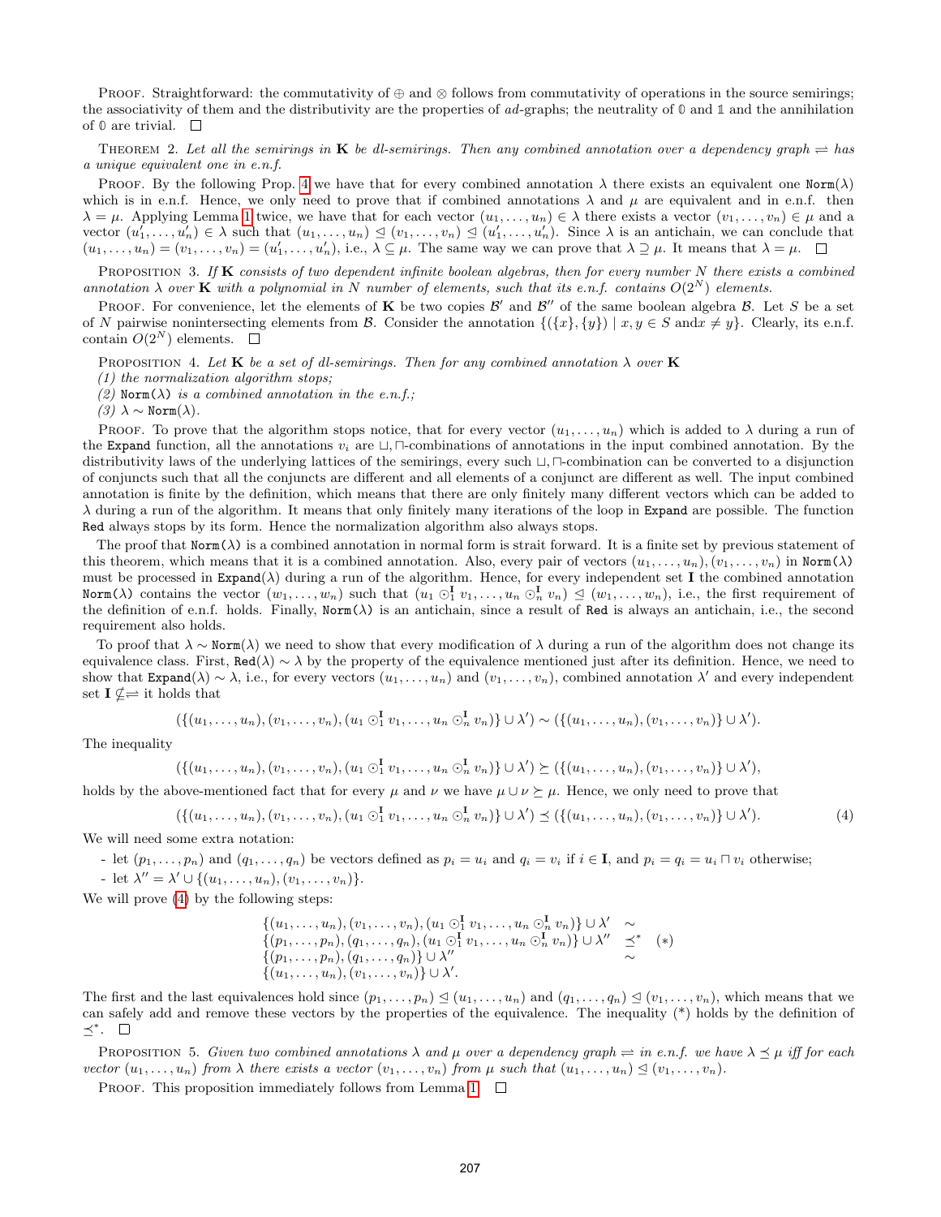PROOF. Straightforward: the commutativity of $\oplus$ and $\otimes$ follows from commutativity of operations in the source semirings; the associativity of them and the distributivity are the properties of *ad*-graphs; the neutrality of $\mathbb{0}$ and $\mathbb{1}$ and the annihilation of $\mathbb{0}$ are trivial. □

THEOREM 2. *Let all the semirings in* $\mathbf{K}$ *be dl-semirings. Then any combined annotation over a dependency graph* $\rightleftharpoons$ *has a unique equivalent one in e.n.f.*

PROOF. By the following Prop. 4 we have that for every combined annotation $\lambda$ there exists an equivalent one $\mathtt{Norm}(\lambda)$ which is in e.n.f. Hence, we only need to prove that if combined annotations $\lambda$ and $\mu$ are equivalent and in e.n.f. then $\lambda = \mu$. Applying Lemma 1 twice, we have that for each vector $(u_1, \ldots, u_n) \in \lambda$ there exists a vector $(v_1, \ldots, v_n) \in \mu$ and a vector $(u'_1, \ldots, u'_n) \in \lambda$ such that $(u_1, \ldots, u_n) \trianglelefteq (v_1, \ldots, v_n) \trianglelefteq (u'_1, \ldots, u'_n)$. Since $\lambda$ is an antichain, we can conclude that $(u_1, \ldots, u_n) = (v_1, \ldots, v_n) = (u'_1, \ldots, u'_n)$, i.e., $\lambda \subseteq \mu$. The same way we can prove that $\lambda \supseteq \mu$. It means that $\lambda = \mu$. □

PROPOSITION 3. *If* $\mathbf{K}$ *consists of two dependent infinite boolean algebras, then for every number* $N$ *there exists a combined annotation* $\lambda$ *over* $\mathbf{K}$ *with a polynomial in* $N$ *number of elements, such that its e.n.f. contains* $O(2^N)$ *elements.*

PROOF. For convenience, let the elements of $\mathbf{K}$ be two copies $\mathcal{B}'$ and $\mathcal{B}''$ of the same boolean algebra $\mathcal{B}$. Let $S$ be a set of $N$ pairwise nonintersecting elements from $\mathcal{B}$. Consider the annotation $\{(\{x\}, \{y\}) \mid x, y \in S \text{ and} x \neq y\}$. Clearly, its e.n.f. contain $O(2^N)$ elements. □

PROPOSITION 4. *Let* $\mathbf{K}$ *be a set of dl-semirings. Then for any combined annotation* $\lambda$ *over* $\mathbf{K}$

*(1) the normalization algorithm stops;*

*(2)* $\mathtt{Norm}(\lambda)$ *is a combined annotation in the e.n.f.;*

*(3)* $\lambda \sim \mathtt{Norm}(\lambda)$.

PROOF. To prove that the algorithm stops notice, that for every vector $(u_1, \ldots, u_n)$ which is added to $\lambda$ during a run of the `Expand` function, all the annotations $v_i$ are $\sqcup, \sqcap$-combinations of annotations in the input combined annotation. By the distributivity laws of the underlying lattices of the semirings, every such $\sqcup, \sqcap$-combination can be converted to a disjunction of conjuncts such that all the conjuncts are different and all elements of a conjunct are different as well. The input combined annotation is finite by the definition, which means that there are only finitely many different vectors which can be added to $\lambda$ during a run of the algorithm. It means that only finitely many iterations of the loop in `Expand` are possible. The function `Red` always stops by its form. Hence the normalization algorithm also always stops.

The proof that $\mathtt{Norm}(\lambda)$ is a combined annotation in normal form is strait forward. It is a finite set by previous statement of this theorem, which means that it is a combined annotation. Also, every pair of vectors $(u_1, \ldots, u_n), (v_1, \ldots, v_n)$ in $\mathtt{Norm}(\lambda)$ must be processed in $\mathtt{Expand}(\lambda)$ during a run of the algorithm. Hence, for every independent set $\mathbf{I}$ the combined annotation $\mathtt{Norm}(\lambda)$ contains the vector $(w_1, \ldots, w_n)$ such that $(u_1 \odot^{\mathbf{I}}_1 v_1, \ldots, u_n \odot^{\mathbf{I}}_n v_n) \trianglelefteq (w_1, \ldots, w_n)$, i.e., the first requirement of the definition of e.n.f. holds. Finally, $\mathtt{Norm}(\lambda)$ is an antichain, since a result of `Red` is always an antichain, i.e., the second requirement also holds.

To proof that $\lambda \sim \mathtt{Norm}(\lambda)$ we need to show that every modification of $\lambda$ during a run of the algorithm does not change its equivalence class. First, $\mathtt{Red}(\lambda) \sim \lambda$ by the property of the equivalence mentioned just after its definition. Hence, we need to show that $\mathtt{Expand}(\lambda) \sim \lambda$, i.e., for every vectors $(u_1, \ldots, u_n)$ and $(v_1, \ldots, v_n)$, combined annotation $\lambda'$ and every independent set $\mathbf{I} \nsubseteq \rightleftharpoons$ it holds that

$$(\{(u_1, \ldots, u_n), (v_1, \ldots, v_n), (u_1 \odot^{\mathbf{I}}_1 v_1, \ldots, u_n \odot^{\mathbf{I}}_n v_n)\} \cup \lambda') \sim (\{(u_1, \ldots, u_n), (v_1, \ldots, v_n)\} \cup \lambda').$$

The inequality

$$(\{(u_1, \ldots, u_n), (v_1, \ldots, v_n), (u_1 \odot^{\mathbf{I}}_1 v_1, \ldots, u_n \odot^{\mathbf{I}}_n v_n)\} \cup \lambda') \succeq (\{(u_1, \ldots, u_n), (v_1, \ldots, v_n)\} \cup \lambda'),$$

holds by the above-mentioned fact that for every $\mu$ and $\nu$ we have $\mu \cup \nu \succeq \mu$. Hence, we only need to prove that

$$(\{(u_1, \ldots, u_n), (v_1, \ldots, v_n), (u_1 \odot^{\mathbf{I}}_1 v_1, \ldots, u_n \odot^{\mathbf{I}}_n v_n)\} \cup \lambda') \preceq (\{(u_1, \ldots, u_n), (v_1, \ldots, v_n)\} \cup \lambda'). \quad (4)$$

We will need some extra notation:

- let $(p_1, \ldots, p_n)$ and $(q_1, \ldots, q_n)$ be vectors defined as $p_i = u_i$ and $q_i = v_i$ if $i \in \mathbf{I}$, and $p_i = q_i = u_i \sqcap v_i$ otherwise;
- let $\lambda'' = \lambda' \cup \{(u_1, \ldots, u_n), (v_1, \ldots, v_n)\}$.

We will prove (4) by the following steps:

$$\begin{array}{ll}
\{(u_1, \ldots, u_n), (v_1, \ldots, v_n), (u_1 \odot^{\mathbf{I}}_1 v_1, \ldots, u_n \odot^{\mathbf{I}}_n v_n)\} \cup \lambda' & \sim \\
\{(p_1, \ldots, p_n), (q_1, \ldots, q_n), (u_1 \odot^{\mathbf{I}}_1 v_1, \ldots, u_n \odot^{\mathbf{I}}_n v_n)\} \cup \lambda'' & \preceq^* \quad (*) \\
\{(p_1, \ldots, p_n), (q_1, \ldots, q_n)\} \cup \lambda'' & \sim \\
\{(u_1, \ldots, u_n), (v_1, \ldots, v_n)\} \cup \lambda'. &
\end{array}$$

The first and the last equivalences hold since $(p_1, \ldots, p_n) \trianglelefteq (u_1, \ldots, u_n)$ and $(q_1, \ldots, q_n) \trianglelefteq (v_1, \ldots, v_n)$, which means that we can safely add and remove these vectors by the properties of the equivalence. The inequality (\*) holds by the definition of $\preceq^*$. □

PROPOSITION 5. *Given two combined annotations* $\lambda$ *and* $\mu$ *over a dependency graph* $\rightleftharpoons$ *in e.n.f. we have* $\lambda \preceq \mu$ *iff for each vector* $(u_1, \ldots, u_n)$ *from* $\lambda$ *there exists a vector* $(v_1, \ldots, v_n)$ *from* $\mu$ *such that* $(u_1, \ldots, u_n) \trianglelefteq (v_1, \ldots, v_n)$.

PROOF. This proposition immediately follows from Lemma 1. □